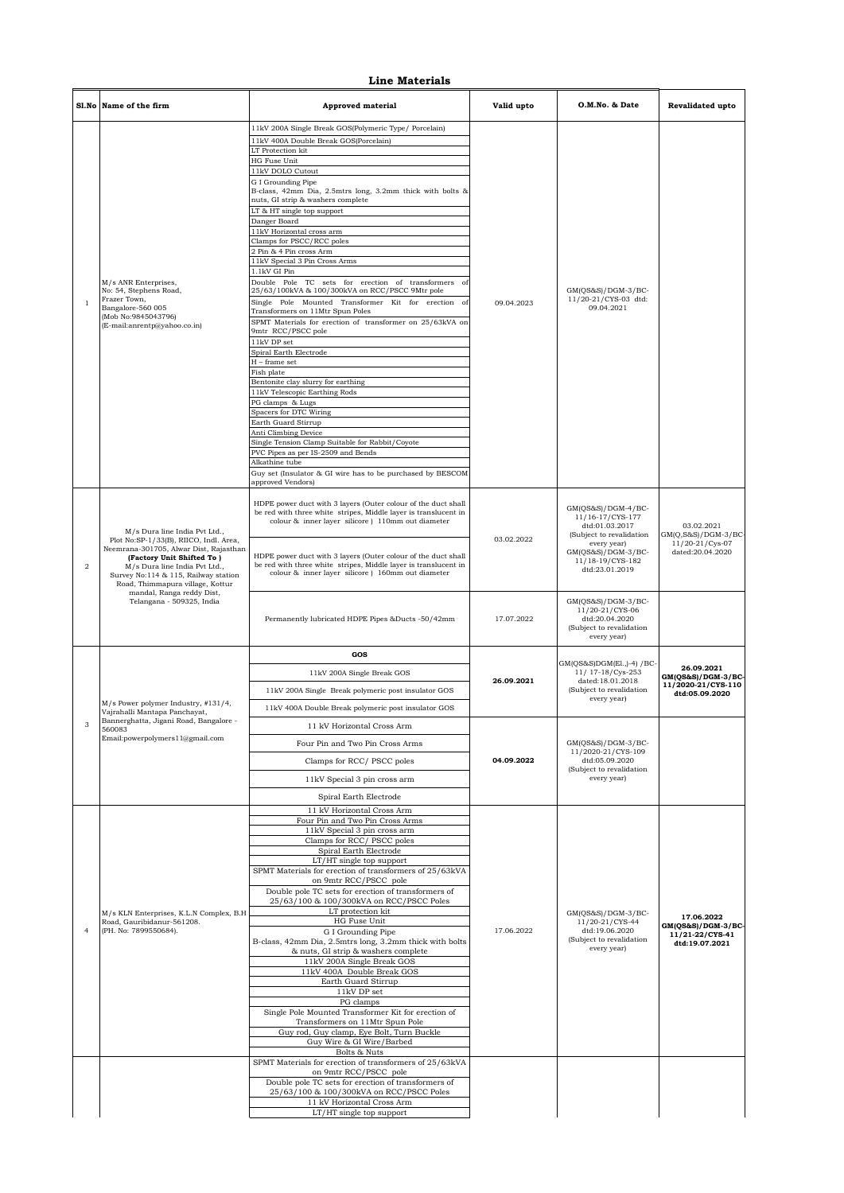## Line Materials

| Sl.No | Name of the firm | Approved material | Valid upto | O.M.No. & Date | Revalidated upto |
|---|---|---|---|---|---|
| 1 | M/s ANR Enterprises, No: 54, Stephens Road, Frazer Town, Bangalore-560 005 (Mob No:9845043796) (E-mail:anrentp@yahoo.co.in) | 11kV 200A Single Break GOS(Polymeric Type/ Porcelain)<br>11kV 400A Double Break GOS(Porcelain)<br>LT Protection kit<br>HG Fuse Unit<br>11kV DOLO Cutout<br>G I Grounding Pipe B-class, 42mm Dia, 2.5mtrs long, 3.2mm thick with bolts & nuts, GI strip & washers complete<br>LT & HT single top support<br>Danger Board<br>11kV Horizontal cross arm<br>Clamps for PSCC/RCC poles<br>2 Pin & 4 Pin cross Arm<br>11kV Special 3 Pin Cross Arms<br>1.1kV GI Pin<br>Double Pole TC sets for erection of transformers of 25/63/100kVA & 100/300kVA on RCC/PSCC 9Mtr pole<br>Single Pole Mounted Transformer Kit for erection of Transformers on 11Mtr Spun Poles<br>SPMT Materials for erection of transformer on 25/63kVA on 9mtr RCC/PSCC pole<br>11kV DP set<br>Spiral Earth Electrode<br>H – frame set<br>Fish plate<br>Bentonite clay slurry for earthing<br>11kV Telescopic Earthing Rods<br>PG clamps & Lugs<br>Spacers for DTC Wiring<br>Earth Guard Stirrup<br>Anti Climbing Device<br>Single Tension Clamp Suitable for Rabbit/Coyote<br>PVC Pipes as per IS-2509 and Bends<br>Alkathine tube<br>Guy set (Insulator & GI wire has to be purchased by BESCOM approved Vendors) | 09.04.2023 | GM(QS&S)/DGM-3/BC-11/20-21/CYS-03 dtd: 09.04.2021 | |
| 2 | M/s Dura line India Pvt Ltd., Plot No:SP-1/33(B), RIICO, Indl. Area, Neemrana-301705, Alwar Dist, Rajasthan **(Factory Unit Shifted To )** M/s Dura line India Pvt Ltd., Survey No:114 & 115, Railway station Road, Thimmapura village, Kottur mandal, Ranga reddy Dist, Telangana - 509325, India | HDPE power duct with 3 layers (Outer colour of the duct shall be red with three white stripes, Middle layer is translucent in colour & inner layer silicore ) 110mm out diameter<br><br>HDPE power duct with 3 layers (Outer colour of the duct shall be red with three white stripes, Middle layer is translucent in colour & inner layer silicore ) 160mm out diameter | 03.02.2022 | GM(QS&S)/DGM-4/BC-11/16-17/CYS-177 dtd:01.03.2017 (Subject to revalidation every year) GM(QS&S)/DGM-3/BC-11/18-19/CYS-182 dtd:23.01.2019 | 03.02.2021 GM(Q,S&S)/DGM-3/BC-11/20-21/Cys-07 dated:20.04.2020 |
| | | Permanently lubricated HDPE Pipes &Ducts -50/42mm | 17.07.2022 | GM(QS&S)/DGM-3/BC-11/20-21/CYS-06 dtd:20.04.2020 (Subject to revalidation every year) | |
| 3 | M/s Power polymer Industry, #131/4, Vajrahalli Mantapa Panchayat, Bannerghatta, Jigani Road, Bangalore - 560083 Email:powerpolymers11@gmail.com | **GOS**<br>11kV 200A Single Break GOS<br>11kV 200A Single Break polymeric post insulator GOS<br>11kV 400A Double Break polymeric post insulator GOS | **26.09.2021** | GM(QS&S)DGM(El.,)-4) /BC-11/ 17-18/Cys-253 dated:18.01.2018 (Subject to revalidation every year) | **26.09.2021 GM(QS&S)/DGM-3/BC-11/2020-21/CYS-110 dtd:05.09.2020** |
| | | 11 kV Horizontal Cross Arm<br>Four Pin and Two Pin Cross Arms<br>Clamps for RCC/ PSCC poles<br>11kV Special 3 pin cross arm<br>Spiral Earth Electrode | **04.09.2022** | GM(QS&S)/DGM-3/BC-11/2020-21/CYS-109 dtd:05.09.2020 (Subject to revalidation every year) | |
| 4 | M/s KLN Enterprises, K.L.N Complex, B.H Road, Gauribidanur-561208. (PH. No: 7899550684). | 11 kV Horizontal Cross Arm<br>Four Pin and Two Pin Cross Arms<br>11kV Special 3 pin cross arm<br>Clamps for RCC/ PSCC poles<br>Spiral Earth Electrode<br>LT/HT single top support<br>SPMT Materials for erection of transformers of 25/63kVA on 9mtr RCC/PSCC pole<br>Double pole TC sets for erection of transformers of 25/63/100 & 100/300kVA on RCC/PSCC Poles<br>LT protection kit<br>HG Fuse Unit<br>G I Grounding Pipe B-class, 42mm Dia, 2.5mtrs long, 3.2mm thick with bolts & nuts, GI strip & washers complete<br>11kV 200A Single Break GOS<br>11kV 400A Double Break GOS<br>Earth Guard Stirrup<br>11kV DP set<br>PG clamps<br>Single Pole Mounted Transformer Kit for erection of Transformers on 11Mtr Spun Pole<br>Guy rod, Guy clamp, Eye Bolt, Turn Buckle<br>Guy Wire & GI Wire/Barbed<br>Bolts & Nuts | 17.06.2022 | GM(QS&S)/DGM-3/BC-11/20-21/CYS-44 dtd:19.06.2020 (Subject to revalidation every year) | **17.06.2022 GM(QS&S)/DGM-3/BC-11/21-22/CYS-41 dtd:19.07.2021** |
| | | SPMT Materials for erection of transformers of 25/63kVA on 9mtr RCC/PSCC pole<br>Double pole TC sets for erection of transformers of 25/63/100 & 100/300kVA on RCC/PSCC Poles<br>11 kV Horizontal Cross Arm<br>LT/HT single top support | | | |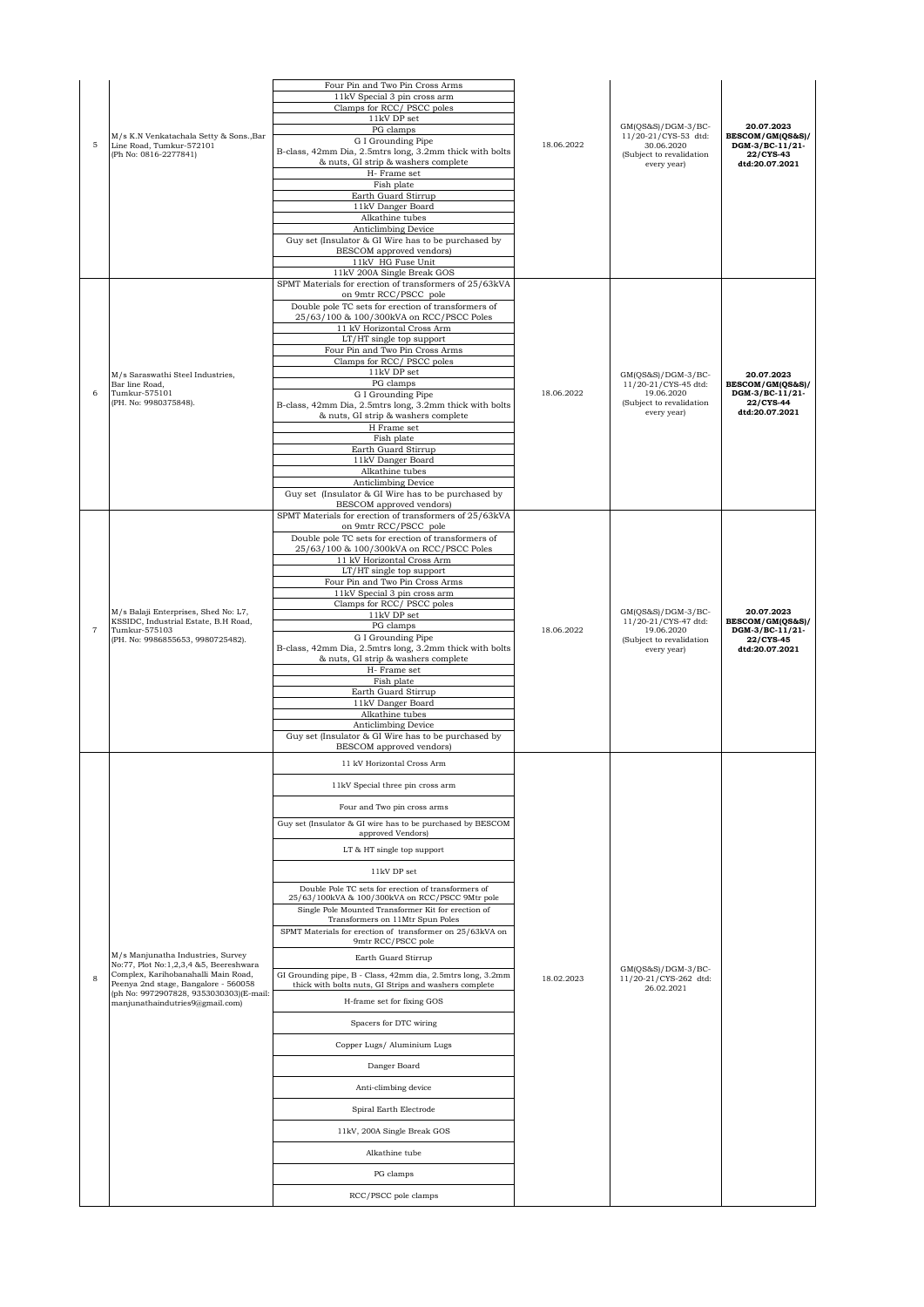| 5 | M/s K.N Venkatachala Setty & Sons.,Bar Line Road, Tumkur-572101 (Ph No: 0816-2277841) | Four Pin and Two Pin Cross Arms<br>11kV Special 3 pin cross arm<br>Clamps for RCC/ PSCC poles<br>11kV DP set<br>PG clamps<br>G I Grounding Pipe<br>B-class, 42mm Dia, 2.5mtrs long, 3.2mm thick with bolts & nuts, GI strip & washers complete<br>H- Frame set<br>Fish plate<br>Earth Guard Stirrup<br>11kV Danger Board<br>Alkathine tubes<br>Anticlimbing Device<br>Guy set (Insulator & GI Wire has to be purchased by BESCOM approved vendors)<br>11kV HG Fuse Unit<br>11kV 200A Single Break GOS | 18.06.2022 | GM(QS&S)/DGM-3/BC-11/20-21/CYS-53 dtd: 30.06.2020 (Subject to revalidation every year) | **20.07.2023 BESCOM/GM(QS&S)/ DGM-3/BC-11/21-22/CYS-43 dtd:20.07.2021** |
|---|---|---|---|---|---|
| 6 | M/s Saraswathi Steel Industries, Bar line Road, Tumkur-575101 (PH. No: 9980375848). | SPMT Materials for erection of transformers of 25/63kVA on 9mtr RCC/PSCC pole<br>Double pole TC sets for erection of transformers of 25/63/100 & 100/300kVA on RCC/PSCC Poles<br>11 kV Horizontal Cross Arm<br>LT/HT single top support<br>Four Pin and Two Pin Cross Arms<br>Clamps for RCC/ PSCC poles<br>11kV DP set<br>PG clamps<br>G I Grounding Pipe<br>B-class, 42mm Dia, 2.5mtrs long, 3.2mm thick with bolts & nuts, GI strip & washers complete<br>H Frame set<br>Fish plate<br>Earth Guard Stirrup<br>11kV Danger Board<br>Alkathine tubes<br>Anticlimbing Device<br>Guy set (Insulator & GI Wire has to be purchased by BESCOM approved vendors) | 18.06.2022 | GM(QS&S)/DGM-3/BC-11/20-21/CYS-45 dtd: 19.06.2020 (Subject to revalidation every year) | **20.07.2023 BESCOM/GM(QS&S)/ DGM-3/BC-11/21-22/CYS-44 dtd:20.07.2021** |
| 7 | M/s Balaji Enterprises, Shed No: L7, KSSIDC, Industrial Estate, B.H Road, Tumkur-575103 (PH. No: 9986855653, 9980725482). | SPMT Materials for erection of transformers of 25/63kVA on 9mtr RCC/PSCC pole<br>Double pole TC sets for erection of transformers of 25/63/100 & 100/300kVA on RCC/PSCC Poles<br>11 kV Horizontal Cross Arm<br>LT/HT single top support<br>Four Pin and Two Pin Cross Arms<br>11kV Special 3 pin cross arm<br>Clamps for RCC/ PSCC poles<br>11kV DP set<br>PG clamps<br>G I Grounding Pipe<br>B-class, 42mm Dia, 2.5mtrs long, 3.2mm thick with bolts & nuts, GI strip & washers complete<br>H- Frame set<br>Fish plate<br>Earth Guard Stirrup<br>11kV Danger Board<br>Alkathine tubes<br>Anticlimbing Device<br>Guy set (Insulator & GI Wire has to be purchased by BESCOM approved vendors) | 18.06.2022 | GM(QS&S)/DGM-3/BC-11/20-21/CYS-47 dtd: 19.06.2020 (Subject to revalidation every year) | **20.07.2023 BESCOM/GM(QS&S)/ DGM-3/BC-11/21-22/CYS-45 dtd:20.07.2021** |
| 8 | M/s Manjunatha Industries, Survey No:77, Plot No:1,2,3,4 &5, Beereshwara Complex, Karihobanahalli Main Road, Peenya 2nd stage, Bangalore - 560058 (ph No: 9972907828, 9353030303)(E-mail: manjunathaindutries9@gmail.com) | 11 kV Horizontal Cross Arm<br>11kV Special three pin cross arm<br>Four and Two pin cross arms<br>Guy set (Insulator & GI wire has to be purchased by BESCOM approved Vendors)<br>LT & HT single top support<br>11kV DP set<br>Double Pole TC sets for erection of transformers of 25/63/100kVA & 100/300kVA on RCC/PSCC 9Mtr pole<br>Single Pole Mounted Transformer Kit for erection of Transformers on 11Mtr Spun Poles<br>SPMT Materials for erection of transformer on 25/63kVA on 9mtr RCC/PSCC pole<br>Earth Guard Stirrup<br>GI Grounding pipe, B - Class, 42mm dia, 2.5mtrs long, 3.2mm thick with bolts nuts, GI Strips and washers complete<br>H-frame set for fixing GOS<br>Spacers for DTC wiring<br>Copper Lugs/ Aluminium Lugs<br>Danger Board<br>Anti-climbing device<br>Spiral Earth Electrode<br>11kV, 200A Single Break GOS<br>Alkathine tube<br>PG clamps<br>RCC/PSCC pole clamps | 18.02.2023 | GM(QS&S)/DGM-3/BC-11/20-21/CYS-262 dtd: 26.02.2021 | |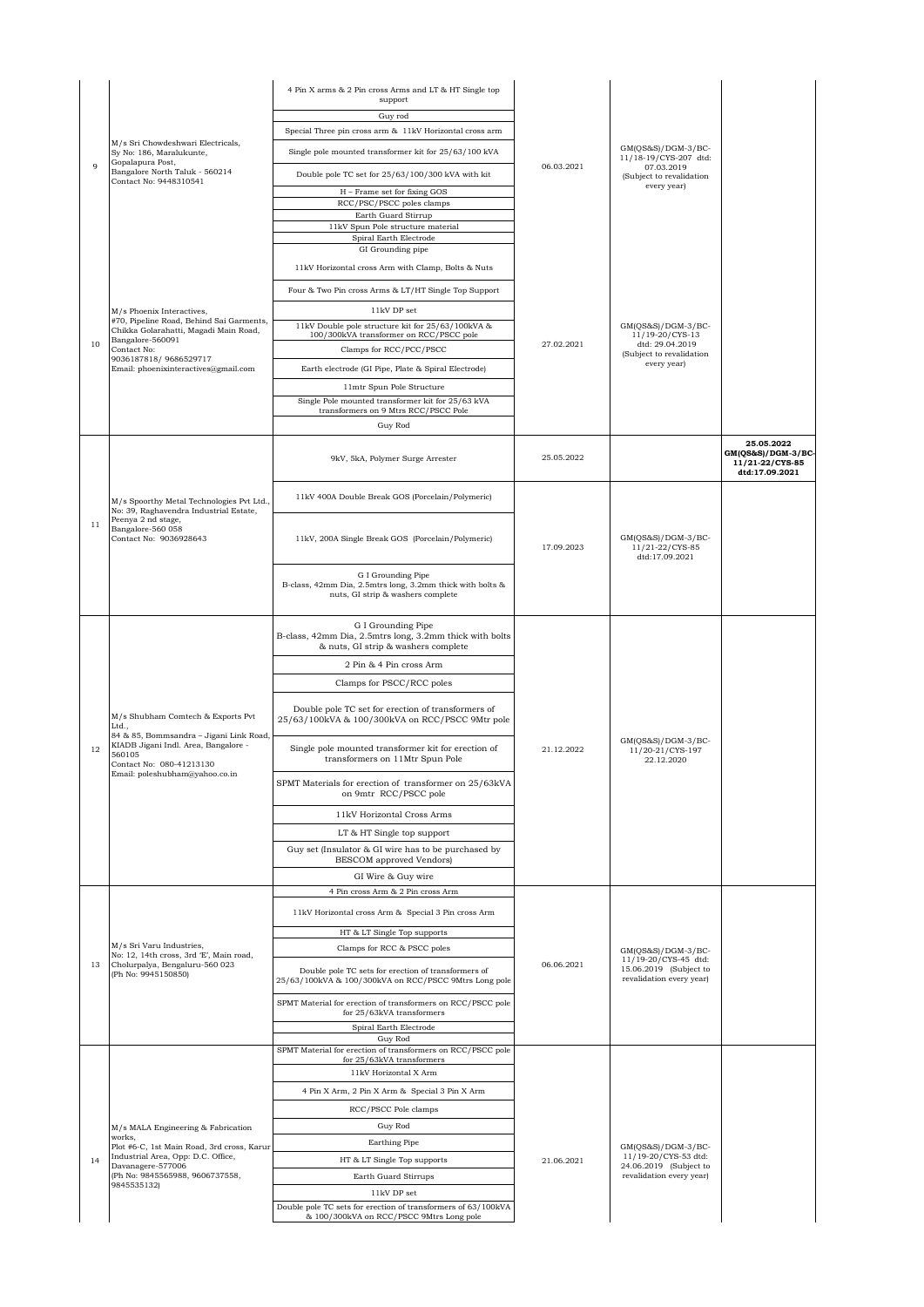| 9 | M/s Sri Chowdeshwari Electricals, Sy No: 186, Maralukunte, Gopalapura Post, Bangalore North Taluk - 560214 Contact No: 9448310541 | 4 Pin X arms & 2 Pin cross Arms and LT & HT Single top support<br>Guy rod<br>Special Three pin cross arm & 11kV Horizontal cross arm<br>Single pole mounted transformer kit for 25/63/100 kVA<br>Double pole TC set for 25/63/100/300 kVA with kit<br>H – Frame set for fixing GOS<br>RCC/PSC/PSCC poles clamps<br>Earth Guard Stirrup<br>11kV Spun Pole structure material<br>Spiral Earth Electrode | 06.03.2021 | GM(QS&S)/DGM-3/BC-11/18-19/CYS-207 dtd: 07.03.2019 (Subject to revalidation every year) | |
|---|---|---|---|---|---|
| 10 | M/s Phoenix Interactives, #70, Pipeline Road, Behind Sai Garments, Chikka Golarahatti, Magadi Main Road, Bangalore-560091 Contact No: 9036187818/ 9686529717 Email: phoenixinteractives@gmail.com | GI Grounding pipe<br>11kV Horizontal cross Arm with Clamp, Bolts & Nuts<br>Four & Two Pin cross Arms & LT/HT Single Top Support<br>11kV DP set<br>11kV Double pole structure kit for 25/63/100kVA & 100/300kVA transformer on RCC/PSCC pole<br>Clamps for RCC/PCC/PSCC<br>Earth electrode (GI Pipe, Plate & Spiral Electrode)<br>11mtr Spun Pole Structure<br>Single Pole mounted transformer kit for 25/63 kVA transformers on 9 Mtrs RCC/PSCC Pole<br>Guy Rod | 27.02.2021 | GM(QS&S)/DGM-3/BC-11/19-20/CYS-13 dtd: 29.04.2019 (Subject to revalidation every year) | |
| 11 | M/s Spoorthy Metal Technologies Pvt Ltd., No: 39, Raghavendra Industrial Estate, Peenya 2 nd stage, Bangalore-560 058 Contact No: 9036928643 | 9kV, 5kA, Polymer Surge Arrester | 25.05.2022 | | 25.05.2022 GM(QS&S)/DGM-3/BC-11/21-22/CYS-85 dtd:17.09.2021 |
| | | 11kV 400A Double Break GOS (Porcelain/Polymeric)<br>11kV, 200A Single Break GOS (Porcelain/Polymeric)<br>G I Grounding Pipe B-class, 42mm Dia, 2.5mtrs long, 3.2mm thick with bolts & nuts, GI strip & washers complete | 17.09.2023 | GM(QS&S)/DGM-3/BC-11/21-22/CYS-85 dtd:17.09.2021 | |
| 12 | M/s Shubham Comtech & Exports Pvt Ltd., 84 & 85, Bommsandra – Jigani Link Road, KIADB Jigani Indl. Area, Bangalore - 560105 Contact No: 080-41213130 Email: poleshubham@yahoo.co.in | G I Grounding Pipe B-class, 42mm Dia, 2.5mtrs long, 3.2mm thick with bolts & nuts, GI strip & washers complete<br>2 Pin & 4 Pin cross Arm<br>Clamps for PSCC/RCC poles<br>Double pole TC set for erection of transformers of 25/63/100kVA & 100/300kVA on RCC/PSCC 9Mtr pole<br>Single pole mounted transformer kit for erection of transformers on 11Mtr Spun Pole<br>SPMT Materials for erection of transformer on 25/63kVA on 9mtr RCC/PSCC pole<br>11kV Horizontal Cross Arms<br>LT & HT Single top support<br>Guy set (Insulator & GI wire has to be purchased by BESCOM approved Vendors)<br>GI Wire & Guy wire | 21.12.2022 | GM(QS&S)/DGM-3/BC-11/20-21/CYS-197 22.12.2020 | |
| 13 | M/s Sri Varu Industries, No: 12, 14th cross, 3rd 'E', Main road, Cholurpalya, Bengaluru-560 023 (Ph No: 9945150850) | 4 Pin cross Arm & 2 Pin cross Arm<br>11kV Horizontal cross Arm & Special 3 Pin cross Arm<br>HT & LT Single Top supports<br>Clamps for RCC & PSCC poles<br>Double pole TC sets for erection of transformers of 25/63/100kVA & 100/300kVA on RCC/PSCC 9Mtrs Long pole<br>SPMT Material for erection of transformers on RCC/PSCC pole for 25/63kVA transformers<br>Spiral Earth Electrode<br>Guy Rod | 06.06.2021 | GM(QS&S)/DGM-3/BC-11/19-20/CYS-45 dtd: 15.06.2019 (Subject to revalidation every year) | |
| 14 | M/s MALA Engineering & Fabrication works, Plot #6-C, 1st Main Road, 3rd cross, Karur Industrial Area, Opp: D.C. Office, Davanagere-577006 (Ph No: 9845565988, 9606737558, 9845535132) | SPMT Material for erection of transformers on RCC/PSCC pole for 25/63kVA transformers<br>11kV Horizontal X Arm<br>4 Pin X Arm, 2 Pin X Arm & Special 3 Pin X Arm<br>RCC/PSCC Pole clamps<br>Guy Rod<br>Earthing Pipe<br>HT & LT Single Top supports<br>Earth Guard Stirrups<br>11kV DP set<br>Double pole TC sets for erection of transformers of 63/100kVA & 100/300kVA on RCC/PSCC 9Mtrs Long pole | 21.06.2021 | GM(QS&S)/DGM-3/BC-11/19-20/CYS-53 dtd: 24.06.2019 (Subject to revalidation every year) | |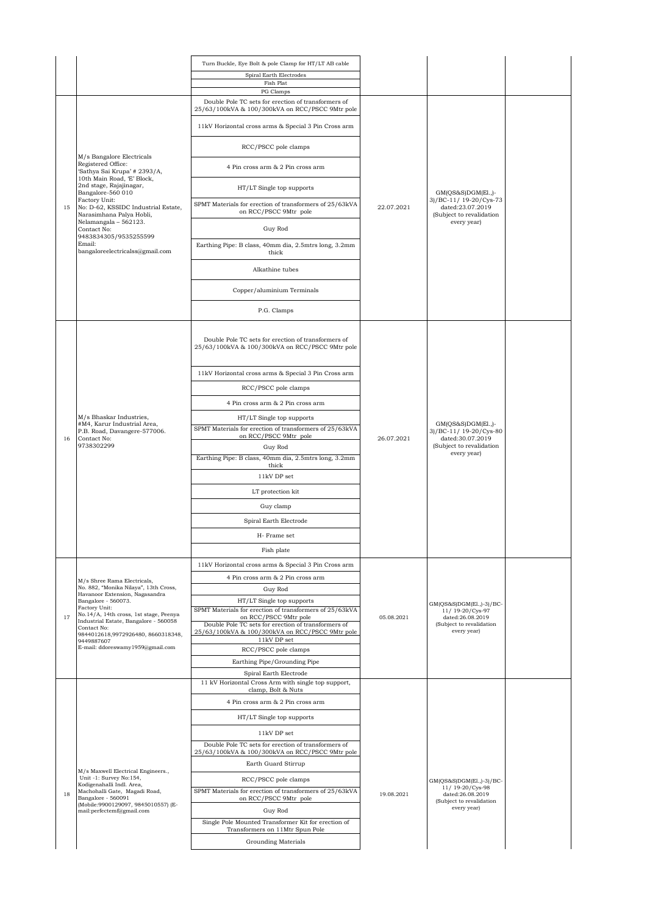| | | | | | |
|---|---|---|---|---|---|
| | | Turn Buckle, Eye Bolt & pole Clamp for HT/LT AB cable<br>Spiral Earth Electrodes<br>Fish Plat<br>PG Clamps | | | |
| 15 | M/s Bangalore Electricals<br>Registered Office:<br>'Sathya Sai Krupa' # 2393/A, 10th Main Road, 'E' Block, 2nd stage, Rajajinagar, Bangalore-560 010<br>Factory Unit:<br>No: D-62, KSSIDC Industrial Estate, Narasimhana Palya Hobli, Nelamangala – 562123.<br>Contact No: 9483834305/9535255599<br>Email: bangaloreelectricalss@gmail.com | Double Pole TC sets for erection of transformers of 25/63/100kVA & 100/300kVA on RCC/PSCC 9Mtr pole<br>11kV Horizontal cross arms & Special 3 Pin Cross arm<br>RCC/PSCC pole clamps<br>4 Pin cross arm & 2 Pin cross arm<br>HT/LT Single top supports<br>SPMT Materials for erection of transformers of 25/63kVA on RCC/PSCC 9Mtr pole<br>Guy Rod<br>Earthing Pipe: B class, 40mm dia, 2.5mtrs long, 3.2mm thick<br>Alkathine tubes<br>Copper/aluminium Terminals<br>P.G. Clamps | 22.07.2021 | GM(QS&S)DGM(El.,)-3)/BC-11/ 19-20/Cys-73 dated:23.07.2019 (Subject to revalidation every year) | |
| 16 | M/s Bhaskar Industries, #M4, Karur Industrial Area, P.B. Road, Davangere-577006.<br>Contact No: 9738302299 | Double Pole TC sets for erection of transformers of 25/63/100kVA & 100/300kVA on RCC/PSCC 9Mtr pole<br>11kV Horizontal cross arms & Special 3 Pin Cross arm<br>RCC/PSCC pole clamps<br>4 Pin cross arm & 2 Pin cross arm<br>HT/LT Single top supports<br>SPMT Materials for erection of transformers of 25/63kVA on RCC/PSCC 9Mtr pole<br>Guy Rod<br>Earthing Pipe: B class, 40mm dia, 2.5mtrs long, 3.2mm thick<br>11kV DP set<br>LT protection kit<br>Guy clamp<br>Spiral Earth Electrode<br>H- Frame set<br>Fish plate | 26.07.2021 | GM(QS&S)DGM(El.,)-3)/BC-11/ 19-20/Cys-80 dated:30.07.2019 (Subject to revalidation every year) | |
| 17 | M/s Shree Rama Electricals, No. 882, "Monika Nilaya", 13th Cross, Havanoor Extension, Nagasandra Bangalore - 560073.<br>Factory Unit:<br>No.14/A, 14th cross, 1st stage, Peenya Industrial Estate, Bangalore - 560058<br>Contact No: 9844012618,9972926480, 8660318348, 9449887607<br>E-mail: ddoreswamy1959@gmail.com | 11kV Horizontal cross arms & Special 3 Pin Cross arm<br>4 Pin cross arm & 2 Pin cross arm<br>Guy Rod<br>HT/LT Single top supports<br>SPMT Materials for erection of transformers of 25/63kVA on RCC/PSCC 9Mtr pole<br>Double Pole TC sets for erection of transformers of 25/63/100kVA & 100/300kVA on RCC/PSCC 9Mtr pole<br>11kV DP set<br>RCC/PSCC pole clamps<br>Earthing Pipe/Grounding Pipe<br>Spiral Earth Electrode | 05.08.2021 | GM(QS&S)DGM(El.,)-3)/BC-11/ 19-20/Cys-97 dated:26.08.2019 (Subject to revalidation every year) | |
| 18 | M/s Maxwell Electrical Engineers., Unit -1: Survey No:154, Kodigenahalli Indl. Area, Machohalli Gate, Magadi Road, Bangalore - 560091 (Mobile:9900129097, 9845010557) (E-mail:perfectemf@gmail.com | 11 kV Horizontal Cross Arm with single top support, clamp, Bolt & Nuts<br>4 Pin cross arm & 2 Pin cross arm<br>HT/LT Single top supports<br>11kV DP set<br>Double Pole TC sets for erection of transformers of 25/63/100kVA & 100/300kVA on RCC/PSCC 9Mtr pole<br>Earth Guard Stirrup<br>RCC/PSCC pole clamps<br>SPMT Materials for erection of transformers of 25/63kVA on RCC/PSCC 9Mtr pole<br>Guy Rod<br>Single Pole Mounted Transformer Kit for erection of Transformers on 11Mtr Spun Pole<br>Grounding Materials | 19.08.2021 | GM(QS&S)DGM(El.,)-3)/BC-11/ 19-20/Cys-98 dated:26.08.2019 (Subject to revalidation every year) | |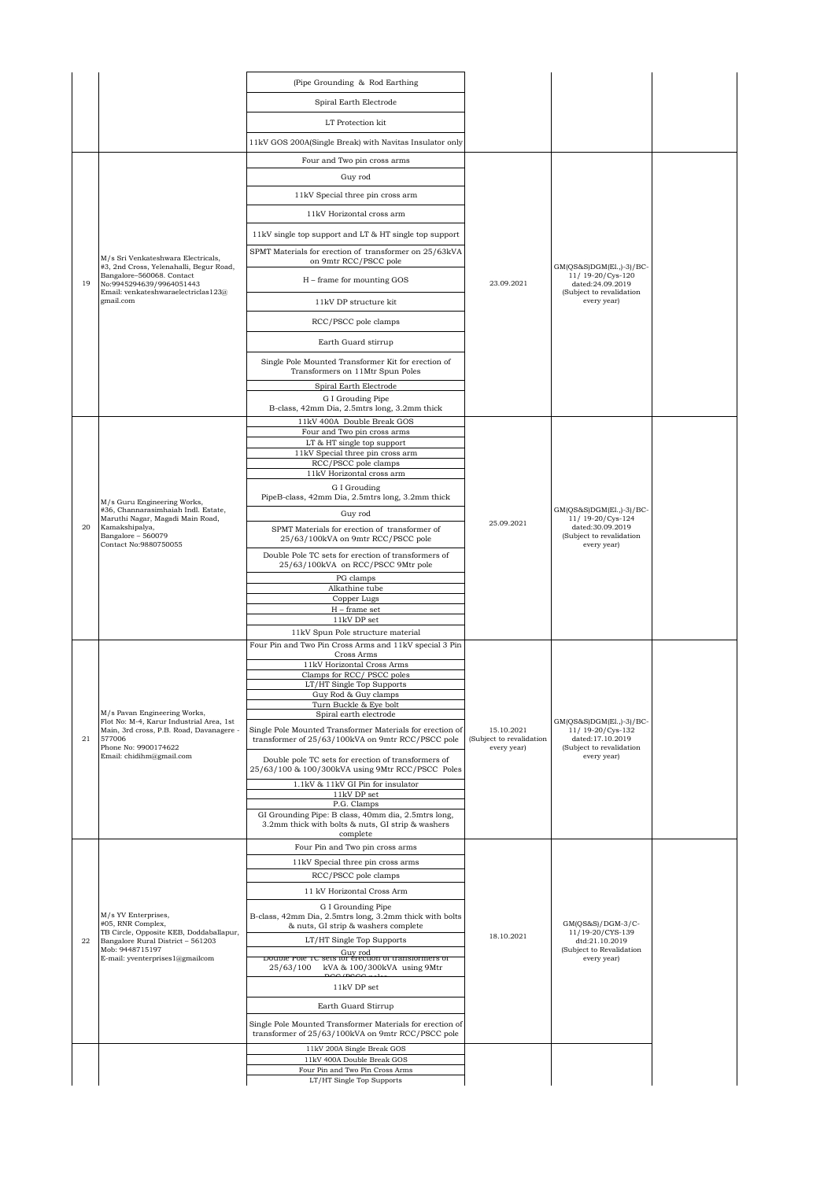| | | (Pipe Grounding & Rod Earthing | | | |
|---|---|---|---|---|---|
| | | Spiral Earth Electrode | | | |
| | | LT Protection kit | | | |
| | | 11kV GOS 200A(Single Break) with Navitas Insulator only | | | |
| 19 | M/s Sri Venkateshwara Electricals, #3, 2nd Cross, Yelenahalli, Begur Road, Bangalore–560068. Contact No:9945294639/9964051443 Email: venkateshwaraelectriclas123@gmail.com | Four and Two pin cross arms<br>Guy rod<br>11kV Special three pin cross arm<br>11kV Horizontal cross arm<br>11kV single top support and LT & HT single top support<br>SPMT Materials for erection of transformer on 25/63kVA on 9mtr RCC/PSCC pole<br>H – frame for mounting GOS<br>11kV DP structure kit<br>RCC/PSCC pole clamps<br>Earth Guard stirrup<br>Single Pole Mounted Transformer Kit for erection of Transformers on 11Mtr Spun Poles<br>Spiral Earth Electrode<br>G I Grouding Pipe B-class, 42mm Dia, 2.5mtrs long, 3.2mm thick | 23.09.2021 | GM(QS&S)DGM(El.,)-3)/BC-11/ 19-20/Cys-120 dated:24.09.2019 (Subject to revalidation every year) | |
| 20 | M/s Guru Engineering Works, #36, Channarasimhaiah Indl. Estate, Maruthi Nagar, Magadi Main Road, Kamakshipalya, Bangalore – 560079 Contact No:9880750055 | 11kV 400A Double Break GOS<br>Four and Two pin cross arms<br>LT & HT single top support<br>11kV Special three pin cross arm<br>RCC/PSCC pole clamps<br>11kV Horizontal cross arm<br>G I Grouding PipeB-class, 42mm Dia, 2.5mtrs long, 3.2mm thick<br>Guy rod<br>SPMT Materials for erection of transformer of 25/63/100kVA on 9mtr RCC/PSCC pole<br>Double Pole TC sets for erection of transformers of 25/63/100kVA on RCC/PSCC 9Mtr pole<br>PG clamps<br>Alkathine tube<br>Copper Lugs<br>H – frame set<br>11kV DP set<br>11kV Spun Pole structure material | 25.09.2021 | GM(QS&S)DGM(El.,)-3)/BC-11/ 19-20/Cys-124 dated:30.09.2019 (Subject to revalidation every year) | |
| 21 | M/s Pavan Engineering Works, Flot No: M-4, Karur Industrial Area, 1st Main, 3rd cross, P.B. Road, Davanagere - 577006 Phone No: 9900174622 Email: chidihm@gmail.com | Four Pin and Two Pin Cross Arms and 11kV special 3 Pin Cross Arms<br>11kV Horizontal Cross Arms<br>Clamps for RCC/ PSCC poles<br>LT/HT Single Top Supports<br>Guy Rod & Guy clamps<br>Turn Buckle & Eye bolt<br>Spiral earth electrode<br>Single Pole Mounted Transformer Materials for erection of transformer of 25/63/100kVA on 9mtr RCC/PSCC pole<br>Double pole TC sets for erection of transformers of 25/63/100 & 100/300kVA using 9Mtr RCC/PSCC Poles<br>1.1kV & 11kV GI Pin for insulator<br>11kV DP set<br>P.G. Clamps<br>GI Grounding Pipe: B class, 40mm dia, 2.5mtrs long, 3.2mm thick with bolts & nuts, GI strip & washers complete | 15.10.2021 (Subject to revalidation every year) | GM(QS&S)DGM(El.,)-3)/BC-11/ 19-20/Cys-132 dated:17.10.2019 (Subject to revalidation every year) | |
| 22 | M/s YV Enterprises, #05, RNR Complex, TB Circle, Opposite KEB, Doddaballapur, Bangalore Rural District – 561203 Mob: 9448715197 E-mail: yventerprises1@gmailcom | Four Pin and Two pin cross arms<br>11kV Special three pin cross arms<br>RCC/PSCC pole clamps<br>11 kV Horizontal Cross Arm<br>G I Grounding Pipe B-class, 42mm Dia, 2.5mtrs long, 3.2mm thick with bolts & nuts, GI strip & washers complete<br>LT/HT Single Top Supports<br>Guy rod<br>Double Pole TC sets for erection of transformers of 25/63/100 kVA & 100/300kVA using 9Mtr RCC/PSCC poles<br>11kV DP set<br>Earth Guard Stirrup<br>Single Pole Mounted Transformer Materials for erection of transformer of 25/63/100kVA on 9mtr RCC/PSCC pole | 18.10.2021 | GM(QS&S)/DGM-3/C-11/19-20/CYS-139 dtd:21.10.2019 (Subject to Revalidation every year) | |
| | | 11kV 200A Single Break GOS<br>11kV 400A Double Break GOS<br>Four Pin and Two Pin Cross Arms<br>LT/HT Single Top Supports | | | |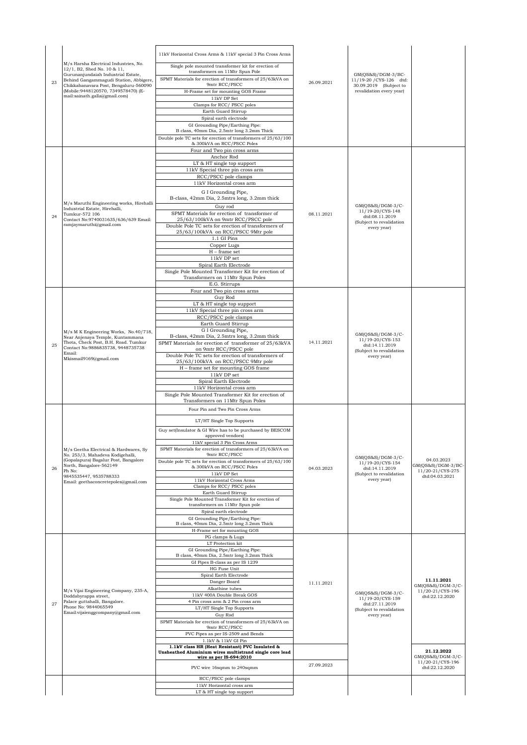| 23 | M/s Harsha Electrical Industries, No. 12/1, B2, Shed No. 10 & 11, Gurunanjundaiah Industrial Estate, Behind Gangammagudi Station, Abbigere, Chikkabanavara Post, Bengaluru-560090 (Mobile:9448120570, 7349578470) (E-mail:sainath.galla@gmail.com) | 11kV Horizontal Cross Arms & 11kV special 3 Pin Cross Arms<br>Single pole mounted transformer kit for erection of transformers on 11Mtr Spun Pole<br>SPMT Materials for erection of transformers of 25/63kVA on 9mtr RCC/PSCC<br>H-Frame set for mounting GOS Frame<br>11kV DP Set<br>Clamps for RCC/ PSCC poles<br>Earth Guard Stirrup<br>Spiral earth electrode<br>GI Grounding Pipe/Earthing Pipe: B class, 40mm Dia, 2.5mtr long 3.2mm Thick<br>Double pole TC sets for erection of transformers of 25/63/100 & 300kVA on RCC/PSCC Poles | 26.09.2021 | GM(QS&S)/DGM-3/BC-11/19-20 /CYS-126 dtd: 30.09.2019 (Subject to revalidation every year) | |
|---|---|---|---|---|---|
| 24 | M/s Maruthi Engineering works, Hirehalli Industrial Estate, Hirehalli, Tumkur-572 106 Contact No:9740031635/636/639 Email: ramjaymaruthi@gmail.com | Four and Two pin cross arms<br>Anchor Rod<br>LT & HT single top support<br>11kV Special three pin cross arm<br>RCC/PSCC pole clamps<br>11kV Horizontal cross arm<br>G I Grounding Pipe, B-class, 42mm Dia, 2.5mtrs long, 3.2mm thick<br>Guy rod<br>SPMT Materials for erection of transformer of 25/63/100kVA on 9mtr RCC/PSCC pole<br>Double Pole TC sets for erection of transformers of 25/63/100kVA on RCC/PSCC 9Mtr pole<br>1.1 GI Pins<br>Copper Lugs<br>H – frame set<br>11kV DP set<br>Spiral Earth Electrode<br>Single Pole Mounted Transformer Kit for erection of Transformers on 11Mtr Spun Poles<br>E.G. Stirrups | 08.11.2021 | GM(QS&S)/DGM-3/C-11/19-20/CYS-148 dtd:08.11.2019 (Subject to revalidation every year) | |
| 25 | M/s M K Engineering Works, No.40/718, Near Anjenaya Temple, Kuntammana Thota, Check Post, B.H. Road. Tumkur Contact No:9886835738, 9448735738 Email: Mkismail9169@gmail.com | Four and Two pin cross arms<br>Guy Rod<br>LT & HT single top support<br>11kV Special three pin cross arm<br>RCC/PSCC pole clamps<br>Earth Guard Stirrup<br>G I Grounding Pipe, B-class, 42mm Dia, 2.5mtrs long, 3.2mm thick<br>SPMT Materials for erection of transformer of 25/63kVA on 9mtr RCC/PSCC pole<br>Double Pole TC sets for erection of transformers of 25/63/100kVA on RCC/PSCC 9Mtr pole<br>H – frame set for mounting GOS frame<br>11kV DP set<br>Spiral Earth Electrode<br>11kV Horizontal cross arm<br>Single Pole Mounted Transformer Kit for erection of Transformers on 11Mtr Spun Poles | 14.11.2021 | GM(QS&S)/DGM-3/C-11/19-20/CYS-153 dtd:14.11.2019 (Subject to revalidation every year) | |
| 26 | M/s Geetha Electrical & Hardwares, Sy No. 253/3, Mahadeva Kodigehalli, (Gopalapura) Bagalur Post, Bangalore North, Bangalore-562149 Ph No: 9845535447, 9535788333 Email: geethaconcretepoles@gmail.com | Four Pin and Two pin Cross Arms<br>LT/HT Single Top Supports<br>Guy set(Insulator & GI Wire has to be purchased by BESCOM approved vendors)<br>11kV special 3 Pin Cross Arms<br>SPMT Materials for erection of transformers of 25/63kVA on 9mtr RCC/PSCC<br>Double pole TC sets for erection of transformers of 25/63/100 & 300kVA on RCC/PSCC Poles<br>11kV DP Set<br>11kV Horizontal Cross Arms<br>Clamps for RCC/ PSCC poles<br>Earth Guard Stirrup<br>Single Pole Mounted Transformer Kit for erection of transformers on 11Mtr Spun pole<br>Spiral earth electrode<br>GI Grounding Pipe/Earthing Pipe: B class, 40mm Dia, 2.5mtr long 3.2mm Thick<br>H-Frame set for mounting GOS | 04.03.2023 | GM(QS&S)/DGM-3/C-11/19-20/CYS-154 dtd:14.11.2019 (Subject to revalidation every year) | 04.03.2023 GM(QS&S)/DGM-3/BC-11/20-21/CYS-275 dtd:04.03.2021 |
| 27 | M/s Vijai Engineering Company, 235-A, Doddabyrappa street, Palace guttahalli, Bangalore. Phone No: 9844065549 Email:vijaienggcompany@gmail.com | PG clamps & Lugs<br>LT Protection kit<br>GI Grounding Pipe/Earthing Pipe: B class, 40mm Dia, 2.5mtr long 3.2mm Thick<br>GI Pipes B-class as per IS 1239<br>HG Fuse Unit<br>Spiral Earth Electrode<br>Danger Board<br>Alkathine tubes<br>11kV 400A Double Break GOS<br>4 Pin cross arm & 2 Pin cross arm<br>LT/HT Single Top Supports<br>Guy Rod<br>SPMT Materials for erection of transformers of 25/63kVA on 9mtr RCC/PSCC<br>PVC Pipes as per IS-2509 and Bends<br>1.1kV & 11kV GI Pin | 11.11.2021 | GM(QS&S)/DGM-3/C-11/19-20/CYS-159 dtd:27.11.2019 (Subject to revalidation every year) | **11.11.2021** GM(QS&S)/DGM-3/C-11/20-21/CYS-196 dtd:22.12.2020 |
| | | **1.1kV class HR (Heat Resistant) PVC Insulated & Unsheathed Aluminium wires multistrand single core lead wire as per IS-694:2010**<br>PVC wire 16sqmm to 240sqmm | 27.09.2023 | | **21.12.2022** GM(QS&S)/DGM-3/C-11/20-21/CYS-196 dtd:22.12.2020 |
| | | RCC/PSCC pole clamps<br>11kV Horizontal cross arm<br>LT & HT single top support | | | |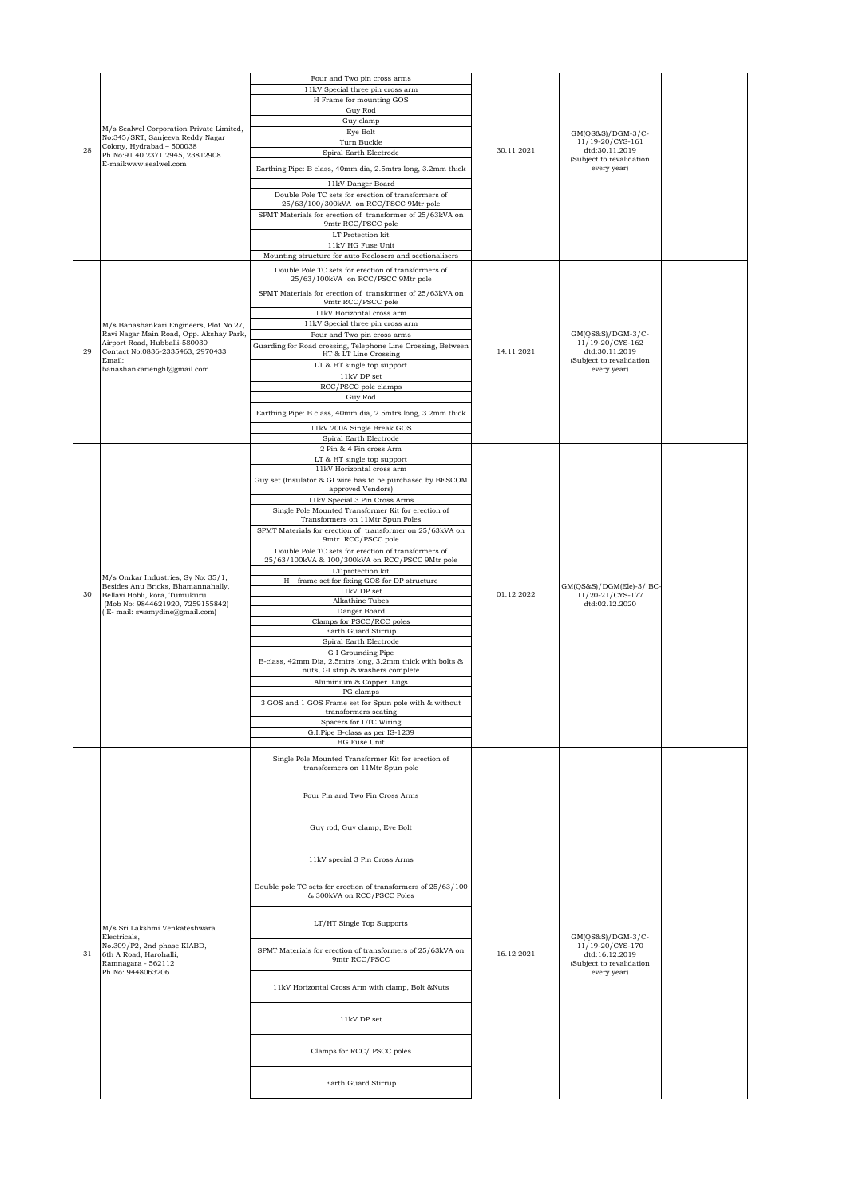| | | | | | |
|---|---|---|---|---|---|
| 28 | M/s Sealwel Corporation Private Limited, No:345/SRT, Sanjeeva Reddy Nagar Colony, Hydrabad – 500038 Ph No:91 40 2371 2945, 23812908 E-mail:www.sealwel.com | Four and Two pin cross arms<br>11kV Special three pin cross arm<br>H Frame for mounting GOS<br>Guy Rod<br>Guy clamp<br>Eye Bolt<br>Turn Buckle<br>Spiral Earth Electrode<br>Earthing Pipe: B class, 40mm dia, 2.5mtrs long, 3.2mm thick<br>11kV Danger Board<br>Double Pole TC sets for erection of transformers of 25/63/100/300kVA on RCC/PSCC 9Mtr pole<br>SPMT Materials for erection of transformer of 25/63kVA on 9mtr RCC/PSCC pole<br>LT Protection kit<br>11kV HG Fuse Unit<br>Mounting structure for auto Reclosers and sectionalisers | 30.11.2021 | GM(QS&S)/DGM-3/C-11/19-20/CYS-161 dtd:30.11.2019 (Subject to revalidation every year) | |
| 29 | M/s Banashankari Engineers, Plot No.27, Ravi Nagar Main Road, Opp. Akshay Park, Airport Road, Hubballi-580030 Contact No:0836-2335463, 2970433 Email: banashankarienghl@gmail.com | Double Pole TC sets for erection of transformers of 25/63/100kVA on RCC/PSCC 9Mtr pole<br>SPMT Materials for erection of transformer of 25/63kVA on 9mtr RCC/PSCC pole<br>11kV Horizontal cross arm<br>11kV Special three pin cross arm<br>Four and Two pin cross arms<br>Guarding for Road crossing, Telephone Line Crossing, Between HT & LT Line Crossing<br>LT & HT single top support<br>11kV DP set<br>RCC/PSCC pole clamps<br>Guy Rod<br>Earthing Pipe: B class, 40mm dia, 2.5mtrs long, 3.2mm thick<br>11kV 200A Single Break GOS<br>Spiral Earth Electrode | 14.11.2021 | GM(QS&S)/DGM-3/C-11/19-20/CYS-162 dtd:30.11.2019 (Subject to revalidation every year) | |
| 30 | M/s Omkar Industries, Sy No: 35/1, Besides Anu Bricks, Bhamannahally, Bellavi Hobli, kora, Tumukuru (Mob No: 9844621920, 7259155842) ( E- mail: swamydine@gmail.com) | 2 Pin & 4 Pin cross Arm<br>LT & HT single top support<br>11kV Horizontal cross arm<br>Guy set (Insulator & GI wire has to be purchased by BESCOM approved Vendors)<br>11kV Special 3 Pin Cross Arms<br>Single Pole Mounted Transformer Kit for erection of Transformers on 11Mtr Spun Poles<br>SPMT Materials for erection of transformer on 25/63kVA on 9mtr RCC/PSCC pole<br>Double Pole TC sets for erection of transformers of 25/63/100kVA & 100/300kVA on RCC/PSCC 9Mtr pole<br>LT protection kit<br>H – frame set for fixing GOS for DP structure<br>11kV DP set<br>Alkathine Tubes<br>Danger Board<br>Clamps for PSCC/RCC poles<br>Earth Guard Stirrup<br>Spiral Earth Electrode<br>G I Grounding Pipe B-class, 42mm Dia, 2.5mtrs long, 3.2mm thick with bolts & nuts, GI strip & washers complete<br>Aluminium & Copper Lugs<br>PG clamps<br>3 GOS and 1 GOS Frame set for Spun pole with & without transformers seating<br>Spacers for DTC Wiring<br>G.I.Pipe B-class as per IS-1239<br>HG Fuse Unit | 01.12.2022 | GM(QS&S)/DGM(Ele)-3/ BC-11/20-21/CYS-177 dtd:02.12.2020 | |
| 31 | M/s Sri Lakshmi Venkateshwara Electricals, No.309/P2, 2nd phase KIABD, 6th A Road, Harohalli, Ramnagara - 562112 Ph No: 9448063206 | Single Pole Mounted Transformer Kit for erection of transformers on 11Mtr Spun pole<br>Four Pin and Two Pin Cross Arms<br>Guy rod, Guy clamp, Eye Bolt<br>11kV special 3 Pin Cross Arms<br>Double pole TC sets for erection of transformers of 25/63/100 & 300kVA on RCC/PSCC Poles<br>LT/HT Single Top Supports<br>SPMT Materials for erection of transformers of 25/63kVA on 9mtr RCC/PSCC<br>11kV Horizontal Cross Arm with clamp, Bolt &Nuts<br>11kV DP set<br>Clamps for RCC/ PSCC poles<br>Earth Guard Stirrup | 16.12.2021 | GM(QS&S)/DGM-3/C-11/19-20/CYS-170 dtd:16.12.2019 (Subject to revalidation every year) | |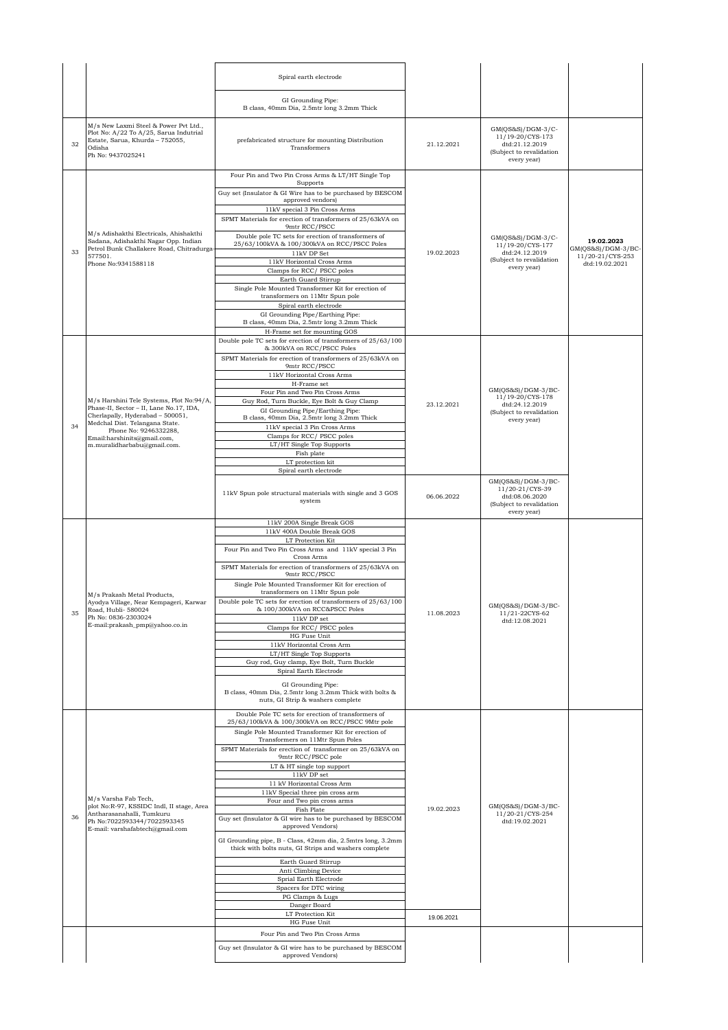| | | | | | |
|---|---|---|---|---|---|
| | | Spiral earth electrode<br>GI Grounding Pipe: B class, 40mm Dia, 2.5mtr long 3.2mm Thick | | | |
| 32 | M/s New Laxmi Steel & Power Pvt Ltd., Plot No: A/22 To A/25, Sarua Indutrial Estate, Sarua, Khurda – 752055, Odisha Ph No: 9437025241 | prefabricated structure for mounting Distribution Transformers | 21.12.2021 | GM(QS&S)/DGM-3/C-11/19-20/CYS-173 dtd:21.12.2019 (Subject to revalidation every year) | |
| 33 | M/s Adishakthi Electricals, Ahishakthi Sadana, Adishakthi Nagar Opp. Indian Petrol Bunk Challakere Road, Chitradurga-577501. Phone No:9341588118 | Four Pin and Two Pin Cross Arms & LT/HT Single Top Supports<br>Guy set (Insulator & GI Wire has to be purchased by BESCOM approved vendors)<br>11kV special 3 Pin Cross Arms<br>SPMT Materials for erection of transformers of 25/63kVA on 9mtr RCC/PSCC<br>Double pole TC sets for erection of transformers of 25/63/100kVA & 100/300kVA on RCC/PSCC Poles<br>11kV DP Set<br>11kV Horizontal Cross Arms<br>Clamps for RCC/ PSCC poles<br>Earth Guard Stirrup<br>Single Pole Mounted Transformer Kit for erection of transformers on 11Mtr Spun pole<br>Spiral earth electrode<br>GI Grounding Pipe/Earthing Pipe: B class, 40mm Dia, 2.5mtr long 3.2mm Thick<br>H-Frame set for mounting GOS | 19.02.2023 | GM(QS&S)/DGM-3/C-11/19-20/CYS-177 dtd:24.12.2019 (Subject to revalidation every year) | **19.02.2023** GM(QS&S)/DGM-3/BC-11/20-21/CYS-253 dtd:19.02.2021 |
| 34 | M/s Harshini Tele Systems, Plot No:94/A, Phase-II, Sector – II, Lane No.17, IDA, Cherlapally, Hyderabad – 500051, Medchal Dist. Telangana State. Phone No: 9246332288, Email:harshinits@gmail.com, m.muralidharbabu@gmail.com. | Double pole TC sets for erection of transformers of 25/63/100 & 300kVA on RCC/PSCC Poles<br>SPMT Materials for erection of transformers of 25/63kVA on 9mtr RCC/PSCC<br>11kV Horizontal Cross Arms<br>H-Frame set<br>Four Pin and Two Pin Cross Arms<br>Guy Rod, Turn Buckle, Eye Bolt & Guy Clamp<br>GI Grounding Pipe/Earthing Pipe: B class, 40mm Dia, 2.5mtr long 3.2mm Thick<br>11kV special 3 Pin Cross Arms<br>Clamps for RCC/ PSCC poles<br>LT/HT Single Top Supports<br>Fish plate<br>LT protection kit<br>Spiral earth electrode | 23.12.2021 | GM(QS&S)/DGM-3/BC-11/19-20/CYS-178 dtd:24.12.2019 (Subject to revalidation every year) | |
| | | 11kV Spun pole structural materials with single and 3 GOS system | 06.06.2022 | GM(QS&S)/DGM-3/BC-11/20-21/CYS-39 dtd:08.06.2020 (Subject to revalidation every year) | |
| 35 | M/s Prakash Metal Products, Ayodya Village, Near Kempageri, Karwar Road, Hubli- 580024 Ph No: 0836-2303024 E-mail:prakash_pmp@yahoo.co.in | 11kV 200A Single Break GOS<br>11kV 400A Double Break GOS<br>LT Protection Kit<br>Four Pin and Two Pin Cross Arms and 11kV special 3 Pin Cross Arms<br>SPMT Materials for erection of transformers of 25/63kVA on 9mtr RCC/PSCC<br>Single Pole Mounted Transformer Kit for erection of transformers on 11Mtr Spun pole<br>Double pole TC sets for erection of transformers of 25/63/100 & 100/300kVA on RCC&PSCC Poles<br>11kV DP set<br>Clamps for RCC/ PSCC poles<br>HG Fuse Unit<br>11kV Horizontal Cross Arm<br>LT/HT Single Top Supports<br>Guy rod, Guy clamp, Eye Bolt, Turn Buckle<br>Spiral Earth Electrode<br>GI Grounding Pipe: B class, 40mm Dia, 2.5mtr long 3.2mm Thick with bolts & nuts, GI Strip & washers complete | 11.08.2023 | GM(QS&S)/DGM-3/BC-11/21-22CYS-62 dtd:12.08.2021 | |
| 36 | M/s Varsha Fab Tech, plot No:R-97, KSSIDC Indl, II stage, Area Antharasanahalli, Tumkuru Ph No:7022593344/7022593345 E-mail: varshafabtech@gmail.com | Double Pole TC sets for erection of transformers of 25/63/100kVA & 100/300kVA on RCC/PSCC 9Mtr pole<br>Single Pole Mounted Transformer Kit for erection of Transformers on 11Mtr Spun Poles<br>SPMT Materials for erection of transformer on 25/63kVA on 9mtr RCC/PSCC pole<br>LT & HT single top support<br>11kV DP set<br>11 kV Horizontal Cross Arm<br>11kV Special three pin cross arm<br>Four and Two pin cross arms<br>Fish Plate<br>Guy set (Insulator & GI wire has to be purchased by BESCOM approved Vendors)<br>GI Grounding pipe, B - Class, 42mm dia, 2.5mtrs long, 3.2mm thick with bolts nuts, GI Strips and washers complete<br>Earth Guard Stirrup<br>Anti Climbing Device<br>Sprial Earth Electrode<br>Spacers for DTC wiring<br>PG Clamps & Lugs<br>Danger Board | 19.02.2023 | GM(QS&S)/DGM-3/BC-11/20-21/CYS-254 dtd:19.02.2021 | |
| | | LT Protection Kit<br>HG Fuse Unit | 19.06.2021 | | |
| | | Four Pin and Two Pin Cross Arms<br>Guy set (Insulator & GI wire has to be purchased by BESCOM approved Vendors) | | | |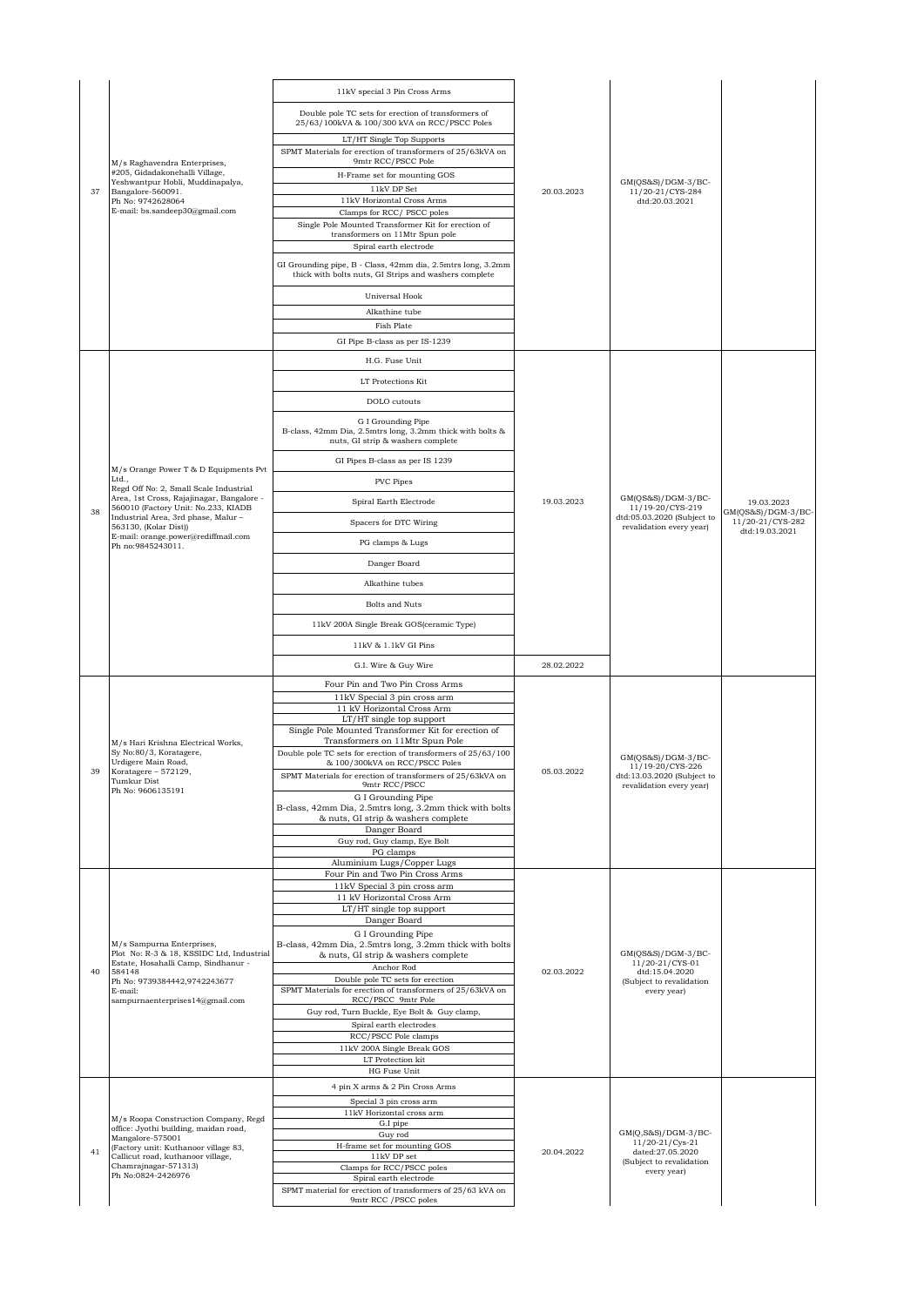| 37 | M/s Raghavendra Enterprises, #205, Gidadakonehalli Village, Yeshwantpur Hobli, Muddinapalya, Bangalore-560091. Ph No: 9742628064 E-mail: bs.sandeep30@gmail.com | 11kV special 3 Pin Cross Arms<br>Double pole TC sets for erection of transformers of 25/63/100kVA & 100/300 kVA on RCC/PSCC Poles<br>LT/HT Single Top Supports<br>SPMT Materials for erection of transformers of 25/63kVA on 9mtr RCC/PSCC Pole<br>H-Frame set for mounting GOS<br>11kV DP Set<br>11kV Horizontal Cross Arms<br>Clamps for RCC/ PSCC poles<br>Single Pole Mounted Transformer Kit for erection of transformers on 11Mtr Spun pole<br>Spiral earth electrode<br>GI Grounding pipe, B - Class, 42mm dia, 2.5mtrs long, 3.2mm thick with bolts nuts, GI Strips and washers complete<br>Universal Hook<br>Alkathine tube<br>Fish Plate<br>GI Pipe B-class as per IS-1239 | 20.03.2023 | GM(QS&S)/DGM-3/BC-11/20-21/CYS-284 dtd:20.03.2021 | |
|---|---|---|---|---|---|
| 38 | M/s Orange Power T & D Equipments Pvt Ltd., Regd Off No: 2, Small Scale Industrial Area, 1st Cross, Rajajinagar, Bangalore - 560010 (Factory Unit: No.233, KIADB Industrial Area, 3rd phase, Malur – 563130, (Kolar Dist)) E-mail: orange.power@rediffmail.com Ph no:9845243011. | H.G. Fuse Unit<br>LT Protections Kit<br>DOLO cutouts<br>G I Grounding Pipe B-class, 42mm Dia, 2.5mtrs long, 3.2mm thick with bolts & nuts, GI strip & washers complete<br>GI Pipes B-class as per IS 1239<br>PVC Pipes<br>Spiral Earth Electrode<br>Spacers for DTC Wiring<br>PG clamps & Lugs<br>Danger Board<br>Alkathine tubes<br>Bolts and Nuts<br>11kV 200A Single Break GOS(ceramic Type)<br>11kV & 1.1kV GI Pins | 19.03.2023 | GM(QS&S)/DGM-3/BC-11/19-20/CYS-219 dtd:05.03.2020 (Subject to revalidation every year) | 19.03.2023 GM(QS&S)/DGM-3/BC-11/20-21/CYS-282 dtd:19.03.2021 |
| | | G.I. Wire & Guy Wire | 28.02.2022 | | |
| 39 | M/s Hari Krishna Electrical Works, Sy No:80/3, Koratagere, Urdigere Main Road, Koratagere – 572129, Tumkur Dist Ph No: 9606135191 | Four Pin and Two Pin Cross Arms<br>11kV Special 3 pin cross arm<br>11 kV Horizontal Cross Arm<br>LT/HT single top support<br>Single Pole Mounted Transformer Kit for erection of Transformers on 11Mtr Spun Pole<br>Double pole TC sets for erection of transformers of 25/63/100 & 100/300kVA on RCC/PSCC Poles<br>SPMT Materials for erection of transformers of 25/63kVA on 9mtr RCC/PSCC<br>G I Grounding Pipe B-class, 42mm Dia, 2.5mtrs long, 3.2mm thick with bolts & nuts, GI strip & washers complete<br>Danger Board<br>Guy rod, Guy clamp, Eye Bolt<br>PG clamps<br>Aluminium Lugs/Copper Lugs | 05.03.2022 | GM(QS&S)/DGM-3/BC-11/19-20/CYS-226 dtd:13.03.2020 (Subject to revalidation every year) | |
| 40 | M/s Sampurna Enterprises, Plot No: R-3 & 18, KSSIDC Ltd, Industrial Estate, Hosahalli Camp, Sindhanur - 584148 Ph No: 9739384442,9742243677 E-mail: sampurnaenterprises14@gmail.com | Four Pin and Two Pin Cross Arms<br>11kV Special 3 pin cross arm<br>11 kV Horizontal Cross Arm<br>LT/HT single top support<br>Danger Board<br>G I Grounding Pipe B-class, 42mm Dia, 2.5mtrs long, 3.2mm thick with bolts & nuts, GI strip & washers complete<br>Anchor Rod<br>Double pole TC sets for erection<br>SPMT Materials for erection of transformers of 25/63kVA on RCC/PSCC 9mtr Pole<br>Guy rod, Turn Buckle, Eye Bolt & Guy clamp,<br>Spiral earth electrodes<br>RCC/PSCC Pole clamps<br>11kV 200A Single Break GOS<br>LT Protection kit<br>HG Fuse Unit | 02.03.2022 | GM(QS&S)/DGM-3/BC-11/20-21/CYS-01 dtd:15.04.2020 (Subject to revalidation every year) | |
| 41 | M/s Roopa Construction Company, Regd office: Jyothi building, maidan road, Mangalore-575001 (Factory unit: Kuthanoor village 83, Callicut road, kuthanoor village, Chamrajnagar-571313) Ph No:0824-2426976 | 4 pin X arms & 2 Pin Cross Arms<br>Special 3 pin cross arm<br>11kV Horizontal cross arm<br>G.I pipe<br>Guy rod<br>H-frame set for mounting GOS<br>11kV DP set<br>Clamps for RCC/PSCC poles<br>Spiral earth electrode<br>SPMT material for erection of transformers of 25/63 kVA on 9mtr RCC /PSCC poles | 20.04.2022 | GM(Q,S&S)/DGM-3/BC-11/20-21/Cys-21 dated:27.05.2020 (Subject to revalidation every year) | |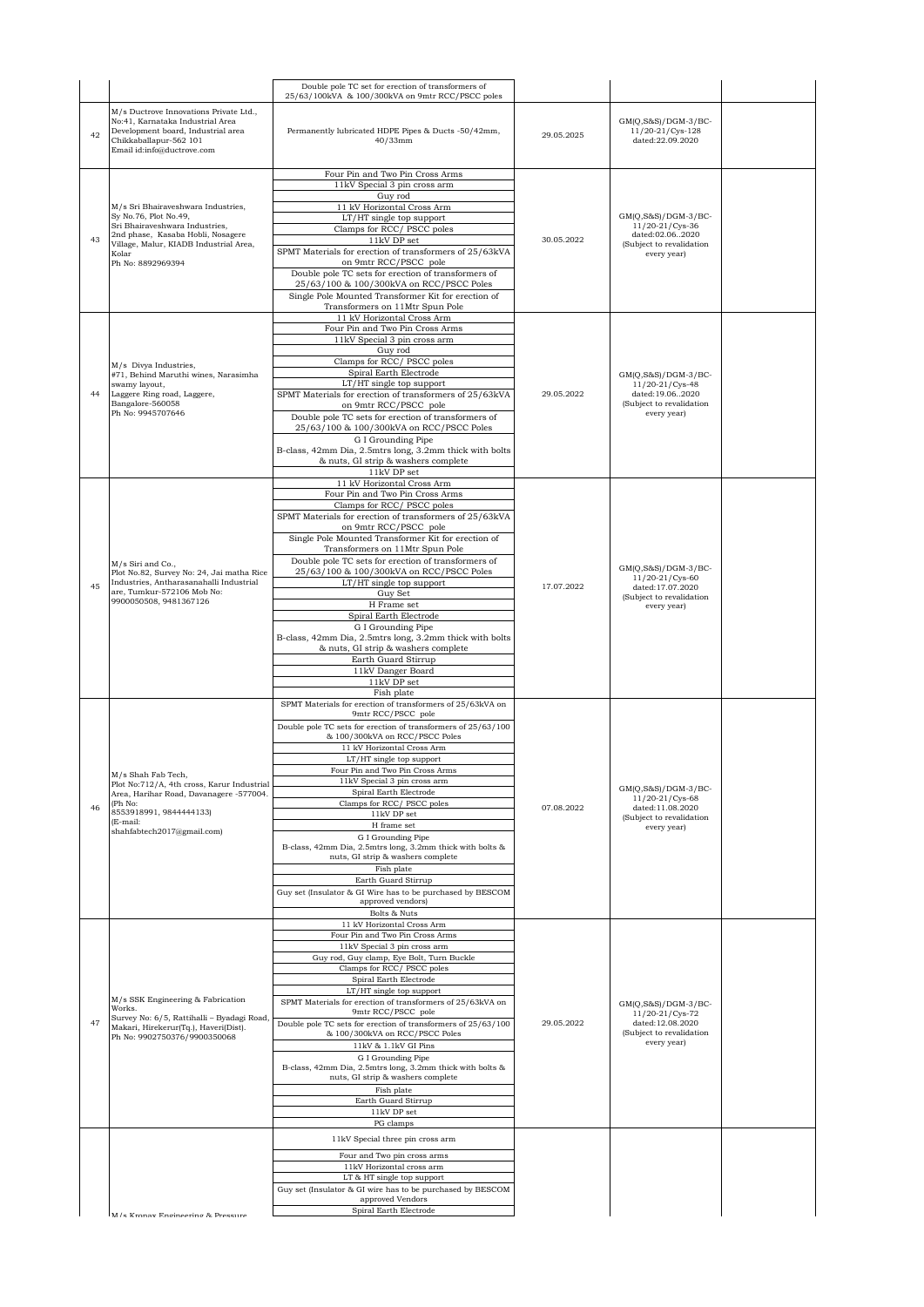| | | | | | |
|---|---|---|---|---|---|
| | | Double pole TC set for erection of transformers of 25/63/100kVA & 100/300kVA on 9mtr RCC/PSCC poles | | | |
| 42 | M/s Ductrove Innovations Private Ltd., No:41, Karnataka Industrial Area Development board, Industrial area Chikkaballapur-562 101 Email id:info@ductrove.com | Permanently lubricated HDPE Pipes & Ducts -50/42mm, 40/33mm | 29.05.2025 | GM(Q,S&S)/DGM-3/BC-11/20-21/Cys-128 dated:22.09.2020 | |
| 43 | M/s Sri Bhairaveshwara Industries, Sy No.76, Plot No.49, Sri Bhairaveshwara Industries, 2nd phase, Kasaba Hobli, Nosagere Village, Malur, KIADB Industrial Area, Kolar Ph No: 8892969394 | Four Pin and Two Pin Cross Arms<br>11kV Special 3 pin cross arm<br>Guy rod<br>11 kV Horizontal Cross Arm<br>LT/HT single top support<br>Clamps for RCC/ PSCC poles<br>11kV DP set<br>SPMT Materials for erection of transformers of 25/63kVA on 9mtr RCC/PSCC pole<br>Double pole TC sets for erection of transformers of 25/63/100 & 100/300kVA on RCC/PSCC Poles<br>Single Pole Mounted Transformer Kit for erection of Transformers on 11Mtr Spun Pole | 30.05.2022 | GM(Q,S&S)/DGM-3/BC-11/20-21/Cys-36 dated:02.06..2020 (Subject to revalidation every year) | |
| 44 | M/s Divya Industries, #71, Behind Maruthi wines, Narasimha swamy layout, Laggere Ring road, Laggere, Bangalore-560058 Ph No: 9945707646 | 11 kV Horizontal Cross Arm<br>Four Pin and Two Pin Cross Arms<br>11kV Special 3 pin cross arm<br>Guy rod<br>Clamps for RCC/ PSCC poles<br>Spiral Earth Electrode<br>LT/HT single top support<br>SPMT Materials for erection of transformers of 25/63kVA on 9mtr RCC/PSCC pole<br>Double pole TC sets for erection of transformers of 25/63/100 & 100/300kVA on RCC/PSCC Poles<br>G I Grounding Pipe B-class, 42mm Dia, 2.5mtrs long, 3.2mm thick with bolts & nuts, GI strip & washers complete<br>11kV DP set | 29.05.2022 | GM(Q,S&S)/DGM-3/BC-11/20-21/Cys-48 dated:19.06..2020 (Subject to revalidation every year) | |
| 45 | M/s Siri and Co., Plot No.82, Survey No: 24, Jai matha Rice Industries, Antharasanahalli Industrial are, Tumkur-572106 Mob No: 9900050508, 9481367126 | 11 kV Horizontal Cross Arm<br>Four Pin and Two Pin Cross Arms<br>Clamps for RCC/ PSCC poles<br>SPMT Materials for erection of transformers of 25/63kVA on 9mtr RCC/PSCC pole<br>Single Pole Mounted Transformer Kit for erection of Transformers on 11Mtr Spun Pole<br>Double pole TC sets for erection of transformers of 25/63/100 & 100/300kVA on RCC/PSCC Poles<br>LT/HT single top support<br>Guy Set<br>H Frame set<br>Spiral Earth Electrode<br>G I Grounding Pipe B-class, 42mm Dia, 2.5mtrs long, 3.2mm thick with bolts & nuts, GI strip & washers complete<br>Earth Guard Stirrup<br>11kV Danger Board<br>11kV DP set<br>Fish plate | 17.07.2022 | GM(Q,S&S)/DGM-3/BC-11/20-21/Cys-60 dated:17.07.2020 (Subject to revalidation every year) | |
| 46 | M/s Shah Fab Tech, Plot No:712/A, 4th cross, Karur Industrial Area, Harihar Road, Davanagere -577004. (Ph No: 8553918991, 9844444133) (E-mail: shahfabtech2017@gmail.com) | SPMT Materials for erection of transformers of 25/63kVA on 9mtr RCC/PSCC pole<br>Double pole TC sets for erection of transformers of 25/63/100 & 100/300kVA on RCC/PSCC Poles<br>11 kV Horizontal Cross Arm<br>LT/HT single top support<br>Four Pin and Two Pin Cross Arms<br>11kV Special 3 pin cross arm<br>Spiral Earth Electrode<br>Clamps for RCC/ PSCC poles<br>11kV DP set<br>H frame set<br>G I Grounding Pipe B-class, 42mm Dia, 2.5mtrs long, 3.2mm thick with bolts & nuts, GI strip & washers complete<br>Fish plate<br>Earth Guard Stirrup<br>Guy set (Insulator & GI Wire has to be purchased by BESCOM approved vendors)<br>Bolts & Nuts | 07.08.2022 | GM(Q,S&S)/DGM-3/BC-11/20-21/Cys-68 dated:11.08.2020 (Subject to revalidation every year) | |
| 47 | M/s SSK Engineering & Fabrication Works. Survey No: 6/5, Rattihalli – Byadagi Road, Makari, Hirekerur(Tq.), Haveri(Dist). Ph No: 9902750376/9900350068 | 11 kV Horizontal Cross Arm<br>Four Pin and Two Pin Cross Arms<br>11kV Special 3 pin cross arm<br>Guy rod, Guy clamp, Eye Bolt, Turn Buckle<br>Clamps for RCC/ PSCC poles<br>Spiral Earth Electrode<br>LT/HT single top support<br>SPMT Materials for erection of transformers of 25/63kVA on 9mtr RCC/PSCC pole<br>Double pole TC sets for erection of transformers of 25/63/100 & 100/300kVA on RCC/PSCC Poles<br>11kV & 1.1kV GI Pins<br>G I Grounding Pipe B-class, 42mm Dia, 2.5mtrs long, 3.2mm thick with bolts & nuts, GI strip & washers complete<br>Fish plate<br>Earth Guard Stirrup<br>11kV DP set<br>PG clamps | 29.05.2022 | GM(Q,S&S)/DGM-3/BC-11/20-21/Cys-72 dated:12.08.2020 (Subject to revalidation every year) | |
| | M/s Kronax Engineering & Pressure | 11kV Special three pin cross arm<br>Four and Two pin cross arms<br>11kV Horizontal cross arm<br>LT & HT single top support<br>Guy set (Insulator & GI wire has to be purchased by BESCOM approved Vendors<br>Spiral Earth Electrode | | | |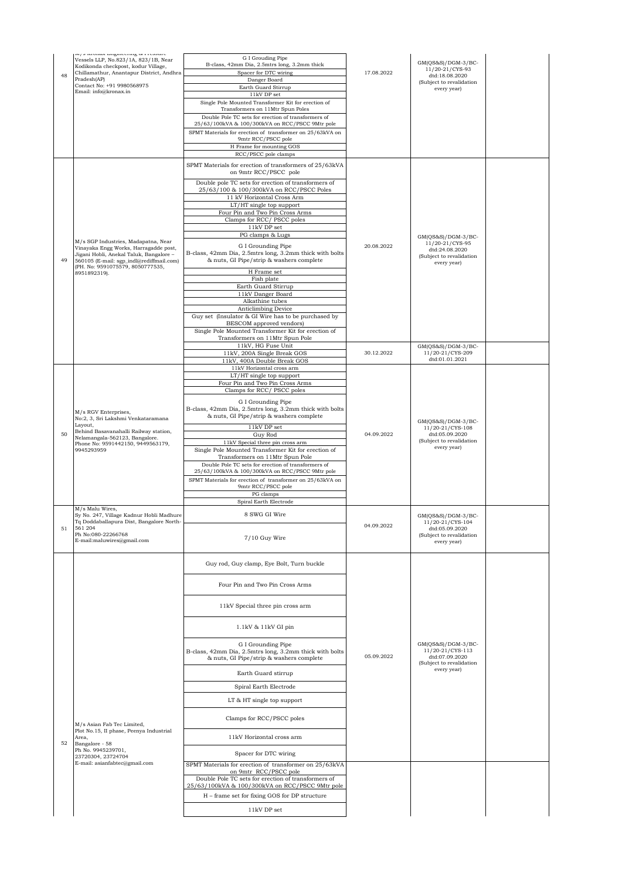| 48 | M/s Kronax Engineering & Pressure Vessels LLP, No.823/1A, 823/1B, Near Kodikonda checkpost, kodur Village, Chillamathur, Anantapur District, Andhra Pradesh(AP) Contact No: +91 9980568975 Email: info@kronax.in | G I Grouding Pipe B-class, 42mm Dia, 2.5mtrs long, 3.2mm thick<br>Spacer for DTC wiring<br>Danger Board<br>Earth Guard Stirrup<br>11kV DP set<br>Single Pole Mounted Transformer Kit for erection of Transformers on 11Mtr Spun Poles<br>Double Pole TC sets for erection of transformers of 25/63/100kVA & 100/300kVA on RCC/PSCC 9Mtr pole<br>SPMT Materials for erection of transformer on 25/63kVA on 9mtr RCC/PSCC pole<br>H Frame for mounting GOS<br>RCC/PSCC pole clamps | 17.08.2022 | GM(QS&S)/DGM-3/BC-11/20-21/CYS-93 dtd:18.08.2020 (Subject to revalidation every year) | |
|---|---|---|---|---|---|
| 49 | M/s SGP Industries, Madapatna, Near Vinayaka Engg Works, Harragadde post, Jigani Hobli, Anekal Taluk, Bangalore – 560105 (E-mail: sgp_indl@rediffmail.com) (PH. No: 9591075579, 8050777535, 8951892319). | SPMT Materials for erection of transformers of 25/63kVA on 9mtr RCC/PSCC pole<br>Double pole TC sets for erection of transformers of 25/63/100 & 100/300kVA on RCC/PSCC Poles<br>11 kV Horizontal Cross Arm<br>LT/HT single top support<br>Four Pin and Two Pin Cross Arms<br>Clamps for RCC/ PSCC poles<br>11kV DP set<br>PG clamps & Lugs<br>G I Grounding Pipe B-class, 42mm Dia, 2.5mtrs long, 3.2mm thick with bolts & nuts, GI Pipe/strip & washers complete<br>H Frame set<br>Fish plate<br>Earth Guard Stirrup<br>11kV Danger Board<br>Alkathine tubes<br>Anticlimbing Device<br>Guy set (Insulator & GI Wire has to be purchased by BESCOM approved vendors)<br>Single Pole Mounted Transformer Kit for erection of Transformers on 11Mtr Spun Pole | 20.08.2022 | GM(QS&S)/DGM-3/BC-11/20-21/CYS-95 dtd:24.08.2020 (Subject to revalidation every year) | |
| | | 11kV, HG Fuse Unit<br>11kV, 200A Single Break GOS<br>11kV, 400A Double Break GOS | 30.12.2022 | GM(QS&S)/DGM-3/BC-11/20-21/CYS-209 dtd:01.01.2021 | |
| 50 | M/s RGV Enterprises, No:2, 3, Sri Lakshmi Venkataramana Layout, Behind Basavanahalli Railway station, Nelamangala-562123, Bangalore. Phone No: 9591442150, 9449563179, 9945293959 | 11kV Horizontal cross arm<br>LT/HT single top support<br>Four Pin and Two Pin Cross Arms<br>Clamps for RCC/ PSCC poles<br>G I Grounding Pipe B-class, 42mm Dia, 2.5mtrs long, 3.2mm thick with bolts & nuts, GI Pipe/strip & washers complete<br>11kV DP set<br>Guy Rod<br>11kV Special three pin cross arm<br>Single Pole Mounted Transformer Kit for erection of Transformers on 11Mtr Spun Pole<br>Double Pole TC sets for erection of transformers of 25/63/100kVA & 100/300kVA on RCC/PSCC 9Mtr pole<br>SPMT Materials for erection of transformer on 25/63kVA on 9mtr RCC/PSCC pole<br>PG clamps<br>Spiral Earth Electrode | 04.09.2022 | GM(QS&S)/DGM-3/BC-11/20-21/CYS-108 dtd:05.09.2020 (Subject to revalidation every year) | |
| 51 | M/s Malu Wires, Sy No. 247, Village Kadnur Hobli Madhure Tq Doddaballapura Dist, Bangalore North-561 204 Ph No:080-22266768 E-mail:maluwires@gmail.com | 8 SWG GI Wire<br>7/10 Guy Wire | 04.09.2022 | GM(QS&S)/DGM-3/BC-11/20-21/CYS-104 dtd:05.09.2020 (Subject to revalidation every year) | |
| 52 | M/s Asian Fab Tec Limited, Plot No.15, II phase, Peenya Industrial Area, Bangalore - 58 Ph No. 9945239701, 23720304, 23724704 E-mail: asianfabtec@gmail.com | Guy rod, Guy clamp, Eye Bolt, Turn buckle<br>Four Pin and Two Pin Cross Arms<br>11kV Special three pin cross arm<br>1.1kV & 11kV GI pin<br>G I Grounding Pipe B-class, 42mm Dia, 2.5mtrs long, 3.2mm thick with bolts & nuts, GI Pipe/strip & washers complete<br>Earth Guard stirrup<br>Spiral Earth Electrode<br>LT & HT single top support<br>Clamps for RCC/PSCC poles<br>11kV Horizontal cross arm<br>Spacer for DTC wiring | 05.09.2022 | GM(QS&S)/DGM-3/BC-11/20-21/CYS-113 dtd:07.09.2020 (Subject to revalidation every year) | |
| | | SPMT Materials for erection of transformer on 25/63kVA on 9mtr RCC/PSCC pole<br>Double Pole TC sets for erection of transformers of 25/63/100kVA & 100/300kVA on RCC/PSCC 9Mtr pole<br>H – frame set for fixing GOS for DP structure<br>11kV DP set | | | |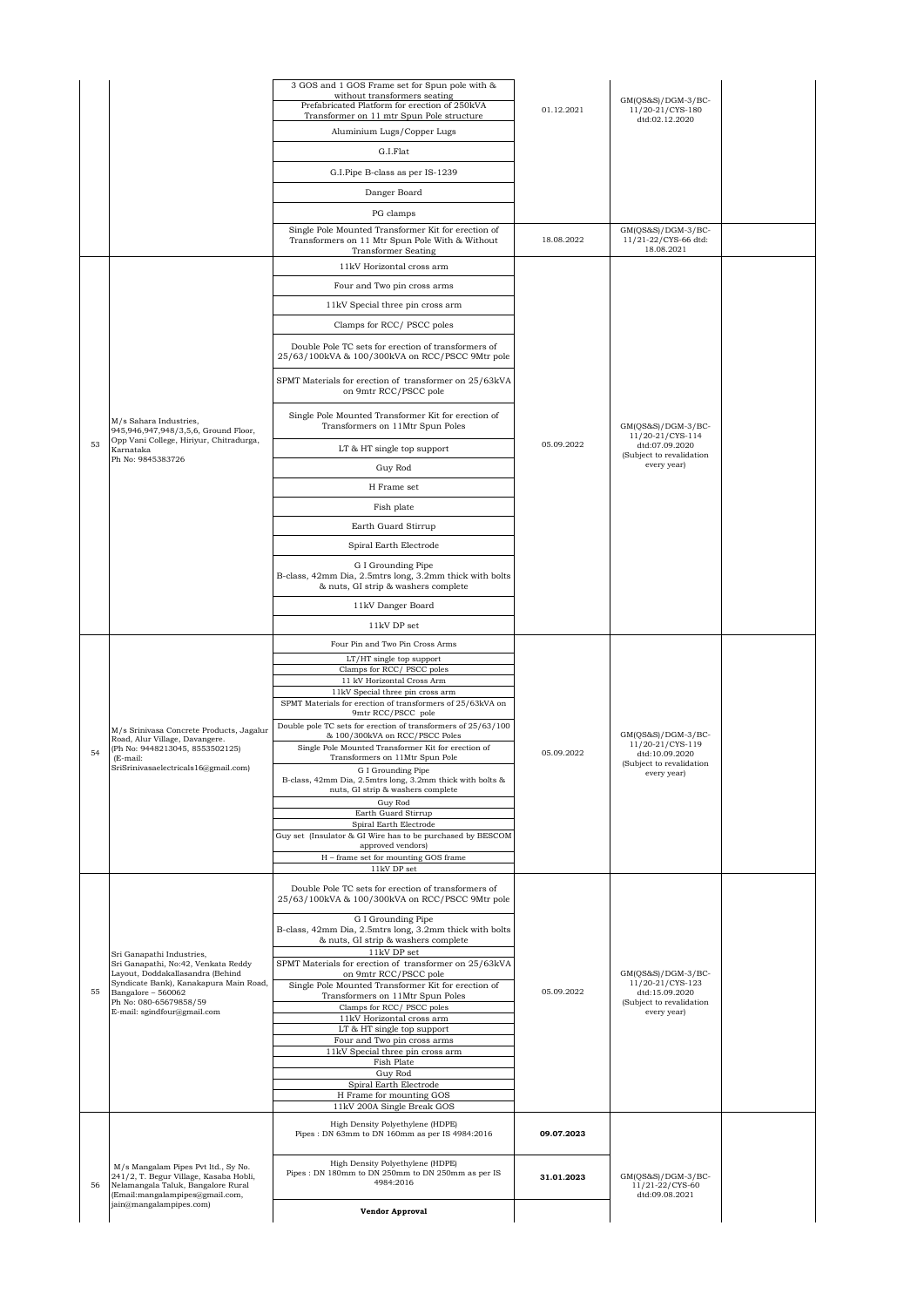| | | | | | |
|---|---|---|---|---|---|
| | | 3 GOS and 1 GOS Frame set for Spun pole with & without transformers seating<br>Prefabricated Platform for erection of 250kVA Transformer on 11 mtr Spun Pole structure<br>Aluminium Lugs/Copper Lugs<br>G.I.Flat<br>G.I.Pipe B-class as per IS-1239<br>Danger Board<br>PG clamps | 01.12.2021 | GM(QS&S)/DGM-3/BC-11/20-21/CYS-180 dtd:02.12.2020 | |
| | | Single Pole Mounted Transformer Kit for erection of Transformers on 11 Mtr Spun Pole With & Without Transformer Seating | 18.08.2022 | GM(QS&S)/DGM-3/BC-11/21-22/CYS-66 dtd: 18.08.2021 | |
| 53 | M/s Sahara Industries, 945,946,947,948/3,5,6, Ground Floor, Opp Vani College, Hiriyur, Chitradurga, Karnataka<br>Ph No: 9845383726 | 11kV Horizontal cross arm<br>Four and Two pin cross arms<br>11kV Special three pin cross arm<br>Clamps for RCC/ PSCC poles<br>Double Pole TC sets for erection of transformers of 25/63/100kVA & 100/300kVA on RCC/PSCC 9Mtr pole<br>SPMT Materials for erection of transformer on 25/63kVA on 9mtr RCC/PSCC pole<br>Single Pole Mounted Transformer Kit for erection of Transformers on 11Mtr Spun Poles<br>LT & HT single top support<br>Guy Rod<br>H Frame set<br>Fish plate<br>Earth Guard Stirrup<br>Spiral Earth Electrode<br>G I Grounding Pipe B-class, 42mm Dia, 2.5mtrs long, 3.2mm thick with bolts & nuts, GI strip & washers complete<br>11kV Danger Board<br>11kV DP set | 05.09.2022 | GM(QS&S)/DGM-3/BC-11/20-21/CYS-114 dtd:07.09.2020 (Subject to revalidation every year) | |
| 54 | M/s Srinivasa Concrete Products, Jagalur Road, Alur Village, Davangere.<br>(Ph No: 9448213045, 8553502125)<br>(E-mail: SriSrinivasaelectricals16@gmail.com) | Four Pin and Two Pin Cross Arms<br>LT/HT single top support<br>Clamps for RCC/ PSCC poles<br>11 kV Horizontal Cross Arm<br>11kV Special three pin cross arm<br>SPMT Materials for erection of transformers of 25/63kVA on 9mtr RCC/PSCC pole<br>Double pole TC sets for erection of transformers of 25/63/100 & 100/300kVA on RCC/PSCC Poles<br>Single Pole Mounted Transformer Kit for erection of Transformers on 11Mtr Spun Pole<br>G I Grounding Pipe B-class, 42mm Dia, 2.5mtrs long, 3.2mm thick with bolts & nuts, GI strip & washers complete<br>Guy Rod<br>Earth Guard Stirrup<br>Spiral Earth Electrode<br>Guy set (Insulator & GI Wire has to be purchased by BESCOM approved vendors)<br>H – frame set for mounting GOS frame<br>11kV DP set | 05.09.2022 | GM(QS&S)/DGM-3/BC-11/20-21/CYS-119 dtd:10.09.2020 (Subject to revalidation every year) | |
| 55 | Sri Ganapathi Industries, Sri Ganapathi, No:42, Venkata Reddy Layout, Doddakallasandra (Behind Syndicate Bank), Kanakapura Main Road, Bangalore – 560062<br>Ph No: 080-65679858/59<br>E-mail: sgindfour@gmail.com | Double Pole TC sets for erection of transformers of 25/63/100kVA & 100/300kVA on RCC/PSCC 9Mtr pole<br>G I Grounding Pipe B-class, 42mm Dia, 2.5mtrs long, 3.2mm thick with bolts & nuts, GI strip & washers complete<br>11kV DP set<br>SPMT Materials for erection of transformer on 25/63kVA on 9mtr RCC/PSCC pole<br>Single Pole Mounted Transformer Kit for erection of Transformers on 11Mtr Spun Poles<br>Clamps for RCC/ PSCC poles<br>11kV Horizontal cross arm<br>LT & HT single top support<br>Four and Two pin cross arms<br>11kV Special three pin cross arm<br>Fish Plate<br>Guy Rod<br>Spiral Earth Electrode<br>H Frame for mounting GOS<br>11kV 200A Single Break GOS | 05.09.2022 | GM(QS&S)/DGM-3/BC-11/20-21/CYS-123 dtd:15.09.2020 (Subject to revalidation every year) | |
| 56 | M/s Mangalam Pipes Pvt ltd., Sy No. 241/2, T. Begur Village, Kasaba Hobli, Nelamangala Taluk, Bangalore Rural (Email:mangalampipes@gmail.com, jain@mangalampipes.com) | High Density Polyethylene (HDPE) Pipes : DN 63mm to DN 160mm as per IS 4984:2016 | **09.07.2023** | GM(QS&S)/DGM-3/BC-11/21-22/CYS-60 dtd:09.08.2021 | |
| | | High Density Polyethylene (HDPE) Pipes : DN 180mm to DN 250mm to DN 250mm as per IS 4984:2016 | **31.01.2023** | | |
| | | **Vendor Approval** | | | |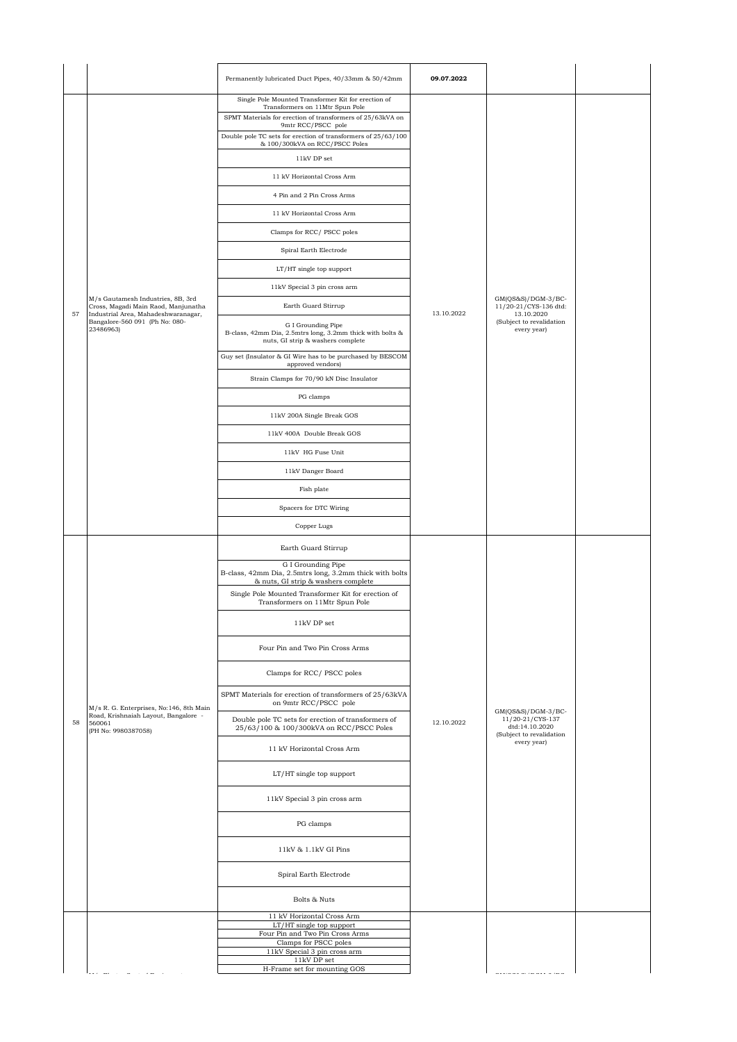| | | Permanently lubricated Duct Pipes, 40/33mm & 50/42mm | **09.07.2022** | | |
|---|---|---|---|---|---|
| 57 | M/s Gautamesh Industries, 8B, 3rd Cross, Magadi Main Raod, Manjunatha Industrial Area, Mahadeshwaranagar, Bangalore-560 091 (Ph No: 080-23486963) | Single Pole Mounted Transformer Kit for erection of Transformers on 11Mtr Spun Pole | 13.10.2022 | GM(QS&S)/DGM-3/BC-11/20-21/CYS-136 dtd: 13.10.2020 (Subject to revalidation every year) | |
| | | SPMT Materials for erection of transformers of 25/63kVA on 9mtr RCC/PSCC pole | | | |
| | | Double pole TC sets for erection of transformers of 25/63/100 & 100/300kVA on RCC/PSCC Poles | | | |
| | | 11kV DP set | | | |
| | | 11 kV Horizontal Cross Arm | | | |
| | | 4 Pin and 2 Pin Cross Arms | | | |
| | | 11 kV Horizontal Cross Arm | | | |
| | | Clamps for RCC/ PSCC poles | | | |
| | | Spiral Earth Electrode | | | |
| | | LT/HT single top support | | | |
| | | 11kV Special 3 pin cross arm | | | |
| | | Earth Guard Stirrup | | | |
| | | G I Grounding Pipe B-class, 42mm Dia, 2.5mtrs long, 3.2mm thick with bolts & nuts, GI strip & washers complete | | | |
| | | Guy set (Insulator & GI Wire has to be purchased by BESCOM approved vendors) | | | |
| | | Strain Clamps for 70/90 kN Disc Insulator | | | |
| | | PG clamps | | | |
| | | 11kV 200A Single Break GOS | | | |
| | | 11kV 400A Double Break GOS | | | |
| | | 11kV HG Fuse Unit | | | |
| | | 11kV Danger Board | | | |
| | | Fish plate | | | |
| | | Spacers for DTC Wiring | | | |
| | | Copper Lugs | | | |
| 58 | M/s R. G. Enterprises, No:146, 8th Main Road, Krishnaiah Layout, Bangalore - 560061 (PH No: 9980387058) | Earth Guard Stirrup | 12.10.2022 | GM(QS&S)/DGM-3/BC-11/20-21/CYS-137 dtd:14.10.2020 (Subject to revalidation every year) | |
| | | G I Grounding Pipe B-class, 42mm Dia, 2.5mtrs long, 3.2mm thick with bolts & nuts, GI strip & washers complete | | | |
| | | Single Pole Mounted Transformer Kit for erection of Transformers on 11Mtr Spun Pole | | | |
| | | 11kV DP set | | | |
| | | Four Pin and Two Pin Cross Arms | | | |
| | | Clamps for RCC/ PSCC poles | | | |
| | | SPMT Materials for erection of transformers of 25/63kVA on 9mtr RCC/PSCC pole | | | |
| | | Double pole TC sets for erection of transformers of 25/63/100 & 100/300kVA on RCC/PSCC Poles | | | |
| | | 11 kV Horizontal Cross Arm | | | |
| | | LT/HT single top support | | | |
| | | 11kV Special 3 pin cross arm | | | |
| | | PG clamps | | | |
| | | 11kV & 1.1kV GI Pins | | | |
| | | Spiral Earth Electrode | | | |
| | | Bolts & Nuts | | | |
| | | 11 kV Horizontal Cross Arm | | | |
| | | LT/HT single top support | | | |
| | | Four Pin and Two Pin Cross Arms | | | |
| | | Clamps for PSCC poles | | | |
| | | 11kV Special 3 pin cross arm | | | |
| | | 11kV DP set | | | |
| | | H-Frame set for mounting GOS | | | |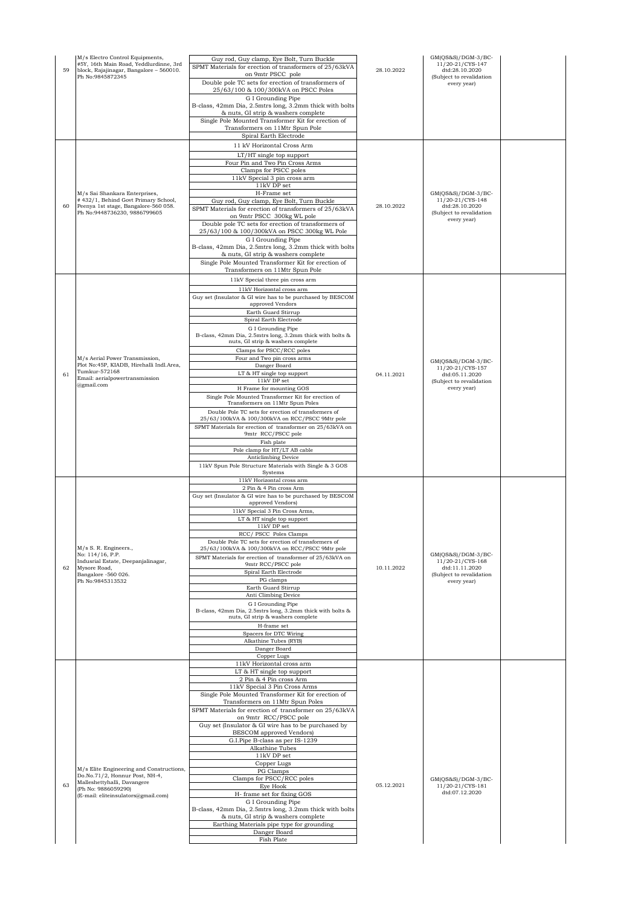| 59 | M/s Electro Control Equipments, #5Y, 16th Main Road, Yeddlurdinne, 3rd block, Rajajinagar, Bangalore – 560010. Ph No:9845872345 | Guy rod, Guy clamp, Eye Bolt, Turn Buckle<br>SPMT Materials for erection of transformers of 25/63kVA on 9mtr PSCC pole<br>Double pole TC sets for erection of transformers of 25/63/100 & 100/300kVA on PSCC Poles<br>G I Grounding Pipe B-class, 42mm Dia, 2.5mtrs long, 3.2mm thick with bolts & nuts, GI strip & washers complete<br>Single Pole Mounted Transformer Kit for erection of Transformers on 11Mtr Spun Pole<br>Spiral Earth Electrode | 28.10.2022 | GM(QS&S)/DGM-3/BC-11/20-21/CYS-147 dtd:28.10.2020 (Subject to revalidation every year) | |
|---|---|---|---|---|---|
| 60 | M/s Sai Shankara Enterprises, # 432/1, Behind Govt Primary School, Peenya 1st stage, Bangalore-560 058. Ph No:9448736230, 9886799605 | 11 kV Horizontal Cross Arm<br>LT/HT single top support<br>Four Pin and Two Pin Cross Arms<br>Clamps for PSCC poles<br>11kV Special 3 pin cross arm<br>11kV DP set<br>H-Frame set<br>Guy rod, Guy clamp, Eye Bolt, Turn Buckle<br>SPMT Materials for erection of transformers of 25/63kVA on 9mtr PSCC 300kg WL pole<br>Double pole TC sets for erection of transformers of 25/63/100 & 100/300kVA on PSCC 300kg WL Pole<br>G I Grounding Pipe B-class, 42mm Dia, 2.5mtrs long, 3.2mm thick with bolts & nuts, GI strip & washers complete<br>Single Pole Mounted Transformer Kit for erection of Transformers on 11Mtr Spun Pole | 28.10.2022 | GM(QS&S)/DGM-3/BC-11/20-21/CYS-148 dtd:28.10.2020 (Subject to revalidation every year) | |
| 61 | M/s Aerial Power Transmission, Plot No:45P, KIADB, Hirehalli Indl.Area, Tumkur-572168 Email: aerialpowertransmission @gmail.com | 11kV Special three pin cross arm<br>11kV Horizontal cross arm<br>Guy set (Insulator & GI wire has to be purchased by BESCOM approved Vendors<br>Earth Guard Stirrup<br>Spiral Earth Electrode<br>G I Grounding Pipe B-class, 42mm Dia, 2.5mtrs long, 3.2mm thick with bolts & nuts, GI strip & washers complete<br>Clamps for PSCC/RCC poles<br>Four and Two pin cross arms<br>Danger Board<br>LT & HT single top support<br>11kV DP set<br>H Frame for mounting GOS<br>Single Pole Mounted Transformer Kit for erection of Transformers on 11Mtr Spun Poles<br>Double Pole TC sets for erection of transformers of 25/63/100kVA & 100/300kVA on RCC/PSCC 9Mtr pole<br>SPMT Materials for erection of transformer on 25/63kVA on 9mtr RCC/PSCC pole<br>Fish plate<br>Pole clamp for HT/LT AB cable<br>Anticlimbing Device<br>11kV Spun Pole Structure Materials with Single & 3 GOS Systems | 04.11.2021 | GM(QS&S)/DGM-3/BC-11/20-21/CYS-157 dtd:05.11.2020 (Subject to revalidation every year) | |
| 62 | M/s S. R. Engineers., No: 114/16, P.P. Indusrial Estate, Deepanjalinagar, Mysore Road, Bangalore -560 026. Ph No:9845313532 | 11kV Horizontal cross arm<br>2 Pin & 4 Pin cross Arm<br>Guy set (Insulator & GI wire has to be purchased by BESCOM approved Vendors)<br>11kV Special 3 Pin Cross Arms,<br>LT & HT single top support<br>11kV DP set<br>RCC/ PSCC Poles Clamps<br>Double Pole TC sets for erection of transformers of 25/63/100kVA & 100/300kVA on RCC/PSCC 9Mtr pole<br>SPMT Materials for erection of transformer of 25/63kVA on 9mtr RCC/PSCC pole<br>Spiral Earth Electrode<br>PG clamps<br>Earth Guard Stirrup<br>Anti Climbing Device<br>G I Grounding Pipe B-class, 42mm Dia, 2.5mtrs long, 3.2mm thick with bolts & nuts, GI strip & washers complete<br>H-frame set<br>Spacers for DTC Wiring<br>Alkathine Tubes (RYB)<br>Danger Board<br>Copper Lugs | 10.11.2022 | GM(QS&S)/DGM-3/BC-11/20-21/CYS-168 dtd:11.11.2020 (Subject to revalidation every year) | |
| 63 | M/s Elite Engineering and Constructions, Do.No.71/2, Honnur Post, NH-4, Malleshettyhalli, Davangere (Ph No: 9886059290) (E-mail: eliteinsulators@gmail.com) | 11kV Horizontal cross arm<br>LT & HT single top support<br>2 Pin & 4 Pin cross Arm<br>11kV Special 3 Pin Cross Arms<br>Single Pole Mounted Transformer Kit for erection of Transformers on 11Mtr Spun Poles<br>SPMT Materials for erection of transformer on 25/63kVA on 9mtr RCC/PSCC pole<br>Guy set (Insulator & GI wire has to be purchased by BESCOM approved Vendors)<br>G.I.Pipe B-class as per IS-1239<br>Alkathine Tubes<br>11kV DP set<br>Copper Lugs<br>PG Clamps<br>Clamps for PSCC/RCC poles<br>Eye Hook<br>H- frame set for fixing GOS<br>G I Grounding Pipe B-class, 42mm Dia, 2.5mtrs long, 3.2mm thick with bolts & nuts, GI strip & washers complete<br>Earthing Materials pipe type for grounding<br>Danger Board<br>Fish Plate | 05.12.2021 | GM(QS&S)/DGM-3/BC-11/20-21/CYS-181 dtd:07.12.2020 | |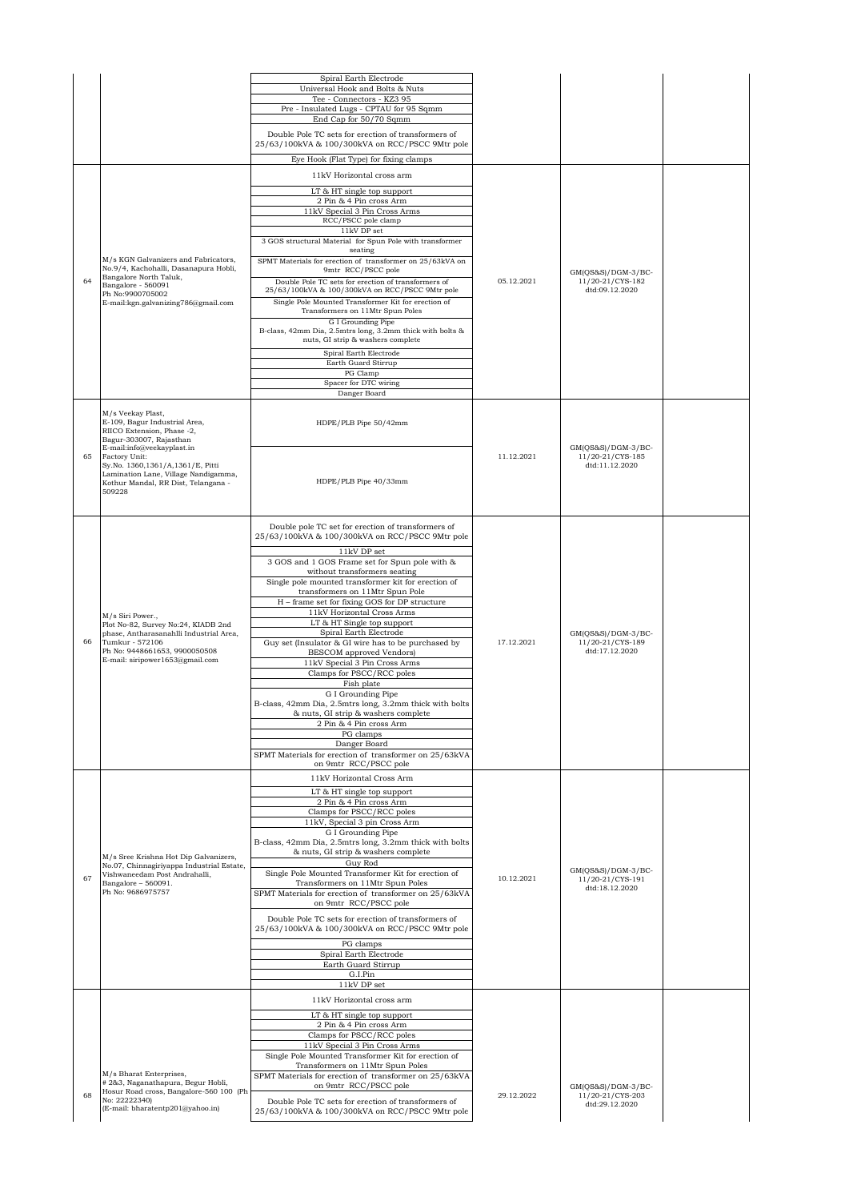| | | | | | |
|---|---|---|---|---|---|
| | | Spiral Earth Electrode<br>Universal Hook and Bolts & Nuts<br>Tee - Connectors - KZ3 95<br>Pre - Insulated Lugs - CPTAU for 95 Sqmm<br>End Cap for 50/70 Sqmm<br>Double Pole TC sets for erection of transformers of 25/63/100kVA & 100/300kVA on RCC/PSCC 9Mtr pole<br>Eye Hook (Flat Type) for fixing clamps | | | |
| 64 | M/s KGN Galvanizers and Fabricators, No.9/4, Kachohalli, Dasanapura Hobli, Bangalore North Taluk, Bangalore - 560091<br>Ph No:9900705002<br>E-mail:kgn.galvanizing786@gmail.com | 11kV Horizontal cross arm<br>LT & HT single top support<br>2 Pin & 4 Pin cross Arm<br>11kV Special 3 Pin Cross Arms<br>RCC/PSCC pole clamp<br>11kV DP set<br>3 GOS structural Material for Spun Pole with transformer seating<br>SPMT Materials for erection of transformer on 25/63kVA on 9mtr RCC/PSCC pole<br>Double Pole TC sets for erection of transformers of 25/63/100kVA & 100/300kVA on RCC/PSCC 9Mtr pole<br>Single Pole Mounted Transformer Kit for erection of Transformers on 11Mtr Spun Poles<br>G I Grounding Pipe<br>B-class, 42mm Dia, 2.5mtrs long, 3.2mm thick with bolts & nuts, GI strip & washers complete<br>Spiral Earth Electrode<br>Earth Guard Stirrup<br>PG Clamp<br>Spacer for DTC wiring<br>Danger Board | 05.12.2021 | GM(QS&S)/DGM-3/BC-11/20-21/CYS-182 dtd:09.12.2020 | |
| 65 | M/s Veekay Plast,<br>E-109, Bagur Industrial Area, RIICO Extension, Phase -2, Bagur-303007, Rajasthan<br>E-mail:info@veekayplast.in<br>Factory Unit:<br>Sy.No. 1360,1361/A,1361/E, Pitti Lamination Lane, Village Nandigamma, Kothur Mandal, RR Dist, Telangana - 509228 | HDPE/PLB Pipe 50/42mm<br>HDPE/PLB Pipe 40/33mm | 11.12.2021 | GM(QS&S)/DGM-3/BC-11/20-21/CYS-185 dtd:11.12.2020 | |
| 66 | M/s Siri Power.,<br>Plot No-82, Survey No:24, KIADB 2nd phase, Antharasanahlli Industrial Area, Tumkur - 572106<br>Ph No: 9448661653, 9900050508<br>E-mail: siripower1653@gmail.com | Double pole TC set for erection of transformers of 25/63/100kVA & 100/300kVA on RCC/PSCC 9Mtr pole<br>11kV DP set<br>3 GOS and 1 GOS Frame set for Spun pole with & without transformers seating<br>Single pole mounted transformer kit for erection of transformers on 11Mtr Spun Pole<br>H – frame set for fixing GOS for DP structure<br>11kV Horizontal Cross Arms<br>LT & HT Single top support<br>Spiral Earth Electrode<br>Guy set (Insulator & GI wire has to be purchased by BESCOM approved Vendors)<br>11kV Special 3 Pin Cross Arms<br>Clamps for PSCC/RCC poles<br>Fish plate<br>G I Grounding Pipe<br>B-class, 42mm Dia, 2.5mtrs long, 3.2mm thick with bolts & nuts, GI strip & washers complete<br>2 Pin & 4 Pin cross Arm<br>PG clamps<br>Danger Board<br>SPMT Materials for erection of transformer on 25/63kVA on 9mtr RCC/PSCC pole | 17.12.2021 | GM(QS&S)/DGM-3/BC-11/20-21/CYS-189 dtd:17.12.2020 | |
| 67 | M/s Sree Krishna Hot Dip Galvanizers, No.07, Chinnagiriyappa Industrial Estate, Vishwaneedam Post Andrahalli, Bangalore – 560091.<br>Ph No: 9686975757 | 11kV Horizontal Cross Arm<br>LT & HT single top support<br>2 Pin & 4 Pin cross Arm<br>Clamps for PSCC/RCC poles<br>11kV, Special 3 pin Cross Arm<br>G I Grounding Pipe<br>B-class, 42mm Dia, 2.5mtrs long, 3.2mm thick with bolts & nuts, GI strip & washers complete<br>Guy Rod<br>Single Pole Mounted Transformer Kit for erection of Transformers on 11Mtr Spun Poles<br>SPMT Materials for erection of transformer on 25/63kVA on 9mtr RCC/PSCC pole<br>Double Pole TC sets for erection of transformers of 25/63/100kVA & 100/300kVA on RCC/PSCC 9Mtr pole<br>PG clamps<br>Spiral Earth Electrode<br>Earth Guard Stirrup<br>G.I.Pin<br>11kV DP set | 10.12.2021 | GM(QS&S)/DGM-3/BC-11/20-21/CYS-191 dtd:18.12.2020 | |
| 68 | M/s Bharat Enterprises,<br># 2&3, Naganathapura, Begur Hobli, Hosur Road cross, Bangalore-560 100 (Ph No: 22222340)<br>(E-mail: bharatentp201@yahoo.in) | 11kV Horizontal cross arm<br>LT & HT single top support<br>2 Pin & 4 Pin cross Arm<br>Clamps for PSCC/RCC poles<br>11kV Special 3 Pin Cross Arms<br>Single Pole Mounted Transformer Kit for erection of Transformers on 11Mtr Spun Poles<br>SPMT Materials for erection of transformer on 25/63kVA on 9mtr RCC/PSCC pole<br>Double Pole TC sets for erection of transformers of 25/63/100kVA & 100/300kVA on RCC/PSCC 9Mtr pole | 29.12.2022 | GM(QS&S)/DGM-3/BC-11/20-21/CYS-203 dtd:29.12.2020 | |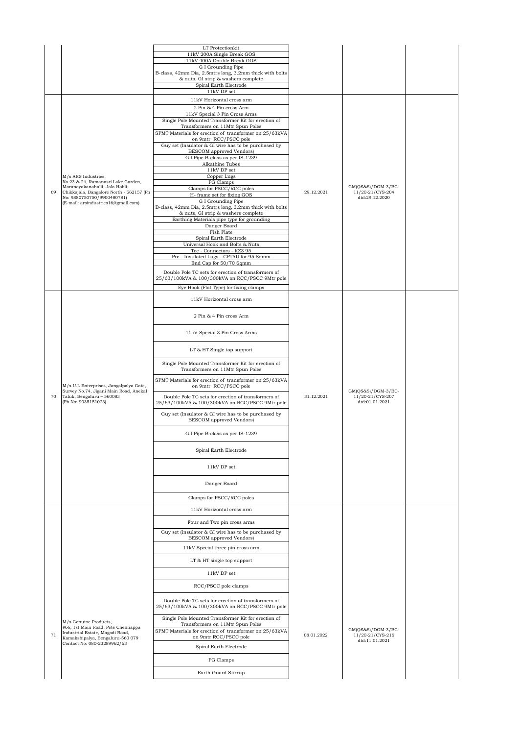| | | | | | |
|---|---|---|---|---|---|
| | | LT Protectionkit<br>11kV 200A Single Break GOS<br>11kV 400A Double Break GOS<br>G I Grounding Pipe<br>B-class, 42mm Dia, 2.5mtrs long, 3.2mm thick with bolts & nuts, GI strip & washers complete<br>Spiral Earth Electrode<br>11kV DP set | | | |
| 69 | M/s ARS Industries, No.23 & 24, Ramanasri Lake Garden, Maranayakanahalli, Jala Hobli, Chikkajala, Bangalore North - 562157 (Ph No: 9880750750/9900480781) (E-mail: arsindustries16@gmail.com) | 11kV Horizontal cross arm<br>2 Pin & 4 Pin cross Arm<br>11kV Special 3 Pin Cross Arms<br>Single Pole Mounted Transformer Kit for erection of Transformers on 11Mtr Spun Poles<br>SPMT Materials for erection of transformer on 25/63kVA on 9mtr RCC/PSCC pole<br>Guy set (Insulator & GI wire has to be purchased by BESCOM approved Vendors)<br>G.I.Pipe B-class as per IS-1239<br>Alkathine Tubes<br>11kV DP set<br>Copper Lugs<br>PG Clamps<br>Clamps for PSCC/RCC poles<br>H- frame set for fixing GOS<br>G I Grounding Pipe<br>B-class, 42mm Dia, 2.5mtrs long, 3.2mm thick with bolts & nuts, GI strip & washers complete<br>Earthing Materials pipe type for grounding<br>Danger Board<br>Fish Plate<br>Spiral Earth Electrode<br>Universal Hook and Bolts & Nuts<br>Tee - Connectors - KZ3 95<br>Pre - Insulated Lugs - CPTAU for 95 Sqmm<br>End Cap for 50/70 Sqmm<br>Double Pole TC sets for erection of transformers of 25/63/100kVA & 100/300kVA on RCC/PSCC 9Mtr pole<br>Eye Hook (Flat Type) for fixing clamps | 29.12.2021 | GM(QS&S)/DGM-3/BC-11/20-21/CYS-204 dtd:29.12.2020 | |
| 70 | M/s U.L Enterprises, Jangalpalya Gate, Survey No.74, Jigani Main Road, Anekal Taluk, Bengaluru – 560083 (Ph No: 9035151023) | 11kV Horizontal cross arm<br>2 Pin & 4 Pin cross Arm<br>11kV Special 3 Pin Cross Arms<br>LT & HT Single top support<br>Single Pole Mounted Transformer Kit for erection of Transformers on 11Mtr Spun Poles<br>SPMT Materials for erection of transformer on 25/63kVA on 9mtr RCC/PSCC pole<br>Double Pole TC sets for erection of transformers of 25/63/100kVA & 100/300kVA on RCC/PSCC 9Mtr pole<br>Guy set (Insulator & GI wire has to be purchased by BESCOM approved Vendors)<br>G.I.Pipe B-class as per IS-1239<br>Spiral Earth Electrode<br>11kV DP set<br>Danger Board<br>Clamps for PSCC/RCC poles | 31.12.2021 | GM(QS&S)/DGM-3/BC-11/20-21/CYS-207 dtd:01.01.2021 | |
| 71 | M/s Genuine Products, #66, 1st Main Road, Pete Chennappa Industrial Estate, Magadi Road, Kamakshipalya, Bengaluru-560 079 Contact No: 080-23289962/63 | 11kV Horizontal cross arm<br>Four and Two pin cross arms<br>Guy set (Insulator & GI wire has to be purchased by BESCOM approved Vendors)<br>11kV Special three pin cross arm<br>LT & HT single top support<br>11kV DP set<br>RCC/PSCC pole clamps<br>Double Pole TC sets for erection of transformers of 25/63/100kVA & 100/300kVA on RCC/PSCC 9Mtr pole<br>Single Pole Mounted Transformer Kit for erection of Transformers on 11Mtr Spun Poles<br>SPMT Materials for erection of transformer on 25/63kVA on 9mtr RCC/PSCC pole<br>Spiral Earth Electrode<br>PG Clamps<br>Earth Guard Stirrup | 08.01.2022 | GM(QS&S)/DGM-3/BC-11/20-21/CYS-216 dtd:11.01.2021 | |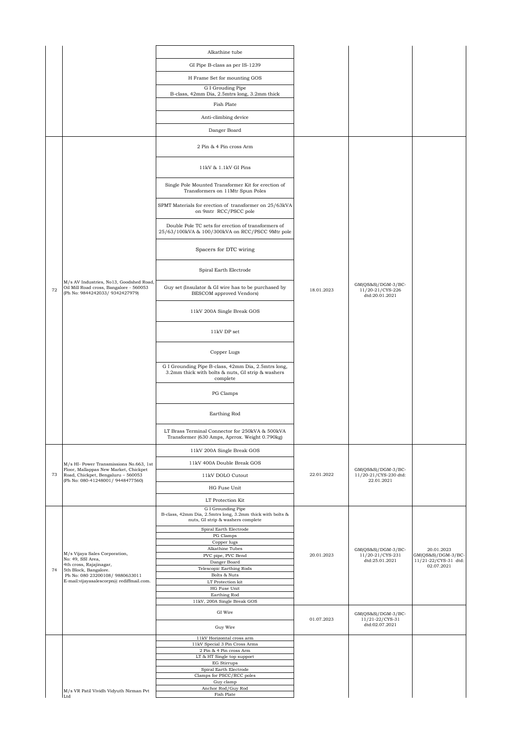| | | | | | |
|---|---|---|---|---|---|
| | | Alkathine tube | | | |
| | | GI Pipe B-class as per IS-1239 | | | |
| | | H Frame Set for mounting GOS | | | |
| | | G I Grouding Pipe B-class, 42mm Dia, 2.5mtrs long, 3.2mm thick | | | |
| | | Fish Plate | | | |
| | | Anti-climbing device | | | |
| | | Danger Board | | | |
| 72 | M/s AV Industries, No13, Goodshed Road, Oil Mill Road cross, Bangalore - 560053 (Ph No: 9844242033/ 9342427979) | 2 Pin & 4 Pin cross Arm | 18.01.2023 | GM(QS&S)/DGM-3/BC-11/20-21/CYS-226 dtd:20.01.2021 | |
| | | 11kV & 1.1kV GI Pins | | | |
| | | Single Pole Mounted Transformer Kit for erection of Transformers on 11Mtr Spun Poles | | | |
| | | SPMT Materials for erection of transformer on 25/63kVA on 9mtr RCC/PSCC pole | | | |
| | | Double Pole TC sets for erection of transformers of 25/63/100kVA & 100/300kVA on RCC/PSCC 9Mtr pole | | | |
| | | Spacers for DTC wiring | | | |
| | | Spiral Earth Electrode | | | |
| | | Guy set (Insulator & GI wire has to be purchased by BESCOM approved Vendors) | | | |
| | | 11kV 200A Single Break GOS | | | |
| | | 11kV DP set | | | |
| | | Copper Lugs | | | |
| | | G I Grounding Pipe B-class, 42mm Dia, 2.5mtrs long, 3.2mm thick with bolts & nuts, GI strip & washers complete | | | |
| | | PG Clamps | | | |
| | | Earthing Rod | | | |
| | | LT Brass Terminal Connector for 250kVA & 500kVA Transformer (630 Amps, Aprrox. Weight 0.790kg) | | | |
| 73 | M/s HI- Power Transmissions No.663, 1st Floor, Mallappas New Market, Chickpet Road, Chickpet, Bengaluru – 560053 (Ph No: 080-41248001/ 9448477560) | 11kV 200A Single Break GOS | 22.01.2022 | GM(QS&S)/DGM-3/BC-11/20-21/CYS-230 dtd: 22.01.2021 | |
| | | 11kV 400A Double Break GOS | | | |
| | | 11kV DOLO Cutout | | | |
| | | HG Fuse Unit | | | |
| | | LT Protection Kit | | | |
| 74 | M/s Vijaya Sales Corporation, No: 49, SSI Area, 4th cross, Rajajinagar, 5th Block, Bangalore. Ph No: 080 23200108/ 9880633011 E-mail:vijayasalescorpn@ rediffmail.com. | G I Grounding Pipe B-class, 42mm Dia, 2.5mtrs long, 3.2mm thick with bolts & nuts, GI strip & washers complete | 20.01.2023 | GM(QS&S)/DGM-3/BC-11/20-21/CYS-231 dtd:25.01.2021 | 20.01.2023 GM(QS&S)/DGM-3/BC-11/21-22/CYS-31 dtd: 02.07.2021 |
| | | Spiral Earth Electrode | | | |
| | | PG Clamps | | | |
| | | Copper lugs | | | |
| | | Alkathine Tubes | | | |
| | | PVC pipe, PVC Bend | | | |
| | | Danger Board | | | |
| | | Telescopic Earthing Rods | | | |
| | | Bolts & Nuts | | | |
| | | LT Protection kit | | | |
| | | HG Fuse Unit | | | |
| | | Earthing Rod | | | |
| | | 11kV, 200A Single Break GOS | | | |
| | | GI Wire | 01.07.2023 | GM(QS&S)/DGM-3/BC-11/21-22/CYS-31 dtd:02.07.2021 | |
| | | Guy Wire | | | |
| | M/s VR Patil Vividh Vidyuth Nirman Pvt Ltd | 11kV Horizontal cross arm | | | |
| | | 11kV Special 3 Pin Cross Arms | | | |
| | | 2 Pin & 4 Pin cross Arm | | | |
| | | LT & HT Single top support | | | |
| | | EG Stirrups | | | |
| | | Spiral Earth Electrode | | | |
| | | Clamps for PSCC/RCC poles | | | |
| | | Guy clamp | | | |
| | | Anchor Rod/Guy Rod | | | |
| | | Fish Plate | | | |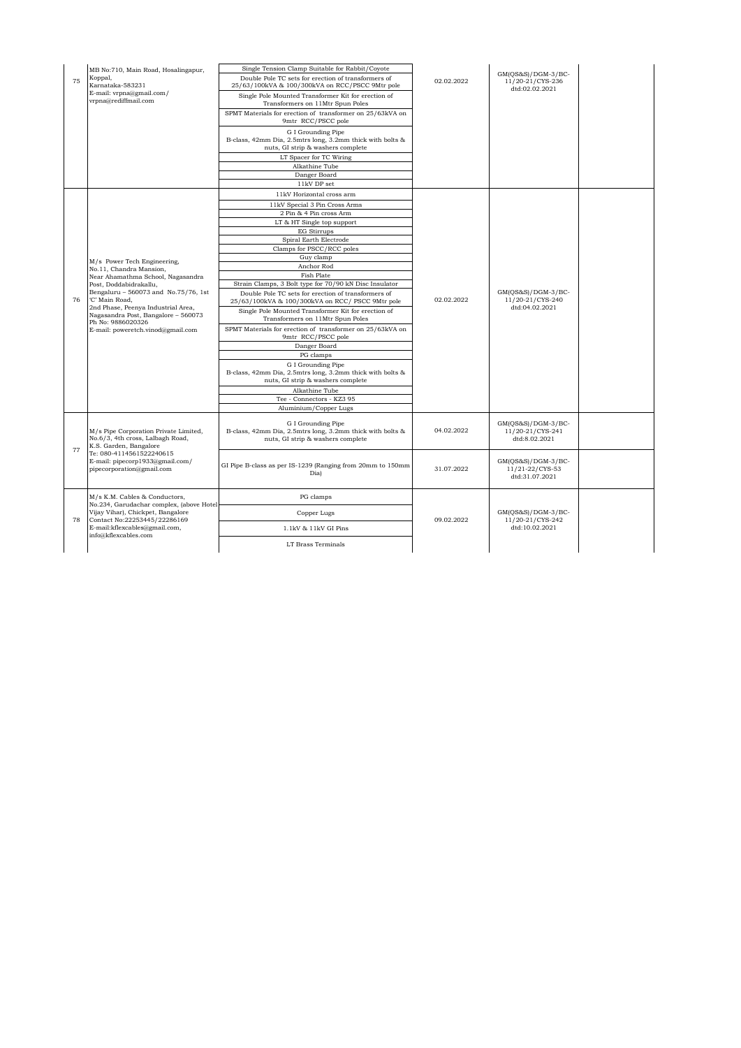| 75 | MB No:710, Main Road, Hosalingapur, Koppal, Karnataka-583231 E-mail: vrpna@gmail.com/ vrpna@rediffmail.com | Single Tension Clamp Suitable for Rabbit/Coyote | 02.02.2022 | GM(QS&S)/DGM-3/BC-11/20-21/CYS-236 dtd:02.02.2021 | |
|---|---|---|---|---|---|
| | | Double Pole TC sets for erection of transformers of 25/63/100kVA & 100/300kVA on RCC/PSCC 9Mtr pole | | | |
| | | Single Pole Mounted Transformer Kit for erection of Transformers on 11Mtr Spun Poles | | | |
| | | SPMT Materials for erection of transformer on 25/63kVA on 9mtr RCC/PSCC pole | | | |
| | | G I Grounding Pipe B-class, 42mm Dia, 2.5mtrs long, 3.2mm thick with bolts & nuts, GI strip & washers complete | | | |
| | | LT Spacer for TC Wiring | | | |
| | | Alkathine Tube | | | |
| | | Danger Board | | | |
| | | 11kV DP set | | | |
| 76 | M/s Power Tech Engineering, No.11, Chandra Mansion, Near Ahamathma School, Nagasandra Post, Doddabidrakallu, Bengaluru – 560073 and No.75/76, 1st 'C' Main Road, 2nd Phase, Peenya Industrial Area, Nagasandra Post, Bangalore – 560073 Ph No: 9886020326 E-mail: poweretch.vinod@gmail.com | 11kV Horizontal cross arm | 02.02.2022 | GM(QS&S)/DGM-3/BC-11/20-21/CYS-240 dtd:04.02.2021 | |
| | | 11kV Special 3 Pin Cross Arms | | | |
| | | 2 Pin & 4 Pin cross Arm | | | |
| | | LT & HT Single top support | | | |
| | | EG Stirrups | | | |
| | | Spiral Earth Electrode | | | |
| | | Clamps for PSCC/RCC poles | | | |
| | | Guy clamp | | | |
| | | Anchor Rod | | | |
| | | Fish Plate | | | |
| | | Strain Clamps, 3 Bolt type for 70/90 kN Disc Insulator | | | |
| | | Double Pole TC sets for erection of transformers of 25/63/100kVA & 100/300kVA on RCC/ PSCC 9Mtr pole | | | |
| | | Single Pole Mounted Transformer Kit for erection of Transformers on 11Mtr Spun Poles | | | |
| | | SPMT Materials for erection of transformer on 25/63kVA on 9mtr RCC/PSCC pole | | | |
| | | Danger Board | | | |
| | | PG clamps | | | |
| | | G I Grounding Pipe B-class, 42mm Dia, 2.5mtrs long, 3.2mm thick with bolts & nuts, GI strip & washers complete | | | |
| | | Alkathine Tube | | | |
| | | Tee - Connectors - KZ3 95 | | | |
| | | Aluminium/Copper Lugs | | | |
| 77 | M/s Pipe Corporation Private Limited, No.6/3, 4th cross, Lalbagh Road, K.S. Garden, Bangalore Te: 080-4114561522240615 E-mail: pipecorp1933@gmail.com/ pipecorporation@gmail.com | G I Grounding Pipe B-class, 42mm Dia, 2.5mtrs long, 3.2mm thick with bolts & nuts, GI strip & washers complete | 04.02.2022 | GM(QS&S)/DGM-3/BC-11/20-21/CYS-241 dtd:8.02.2021 | |
| | | GI Pipe B-class as per IS-1239 (Ranging from 20mm to 150mm Dia) | 31.07.2022 | GM(QS&S)/DGM-3/BC-11/21-22/CYS-53 dtd:31.07.2021 | |
| 78 | M/s K.M. Cables & Conductors, No.234, Garudachar complex, (above Hotel Vijay Vihar), Chickpet, Bangalore Contact No:22253445/22286169 E-mail:kflexcables@gmail.com, info@kflexcables.com | PG clamps | 09.02.2022 | GM(QS&S)/DGM-3/BC-11/20-21/CYS-242 dtd:10.02.2021 | |
| | | Copper Lugs | | | |
| | | 1.1kV & 11kV GI Pins | | | |
| | | LT Brass Terminals | | | |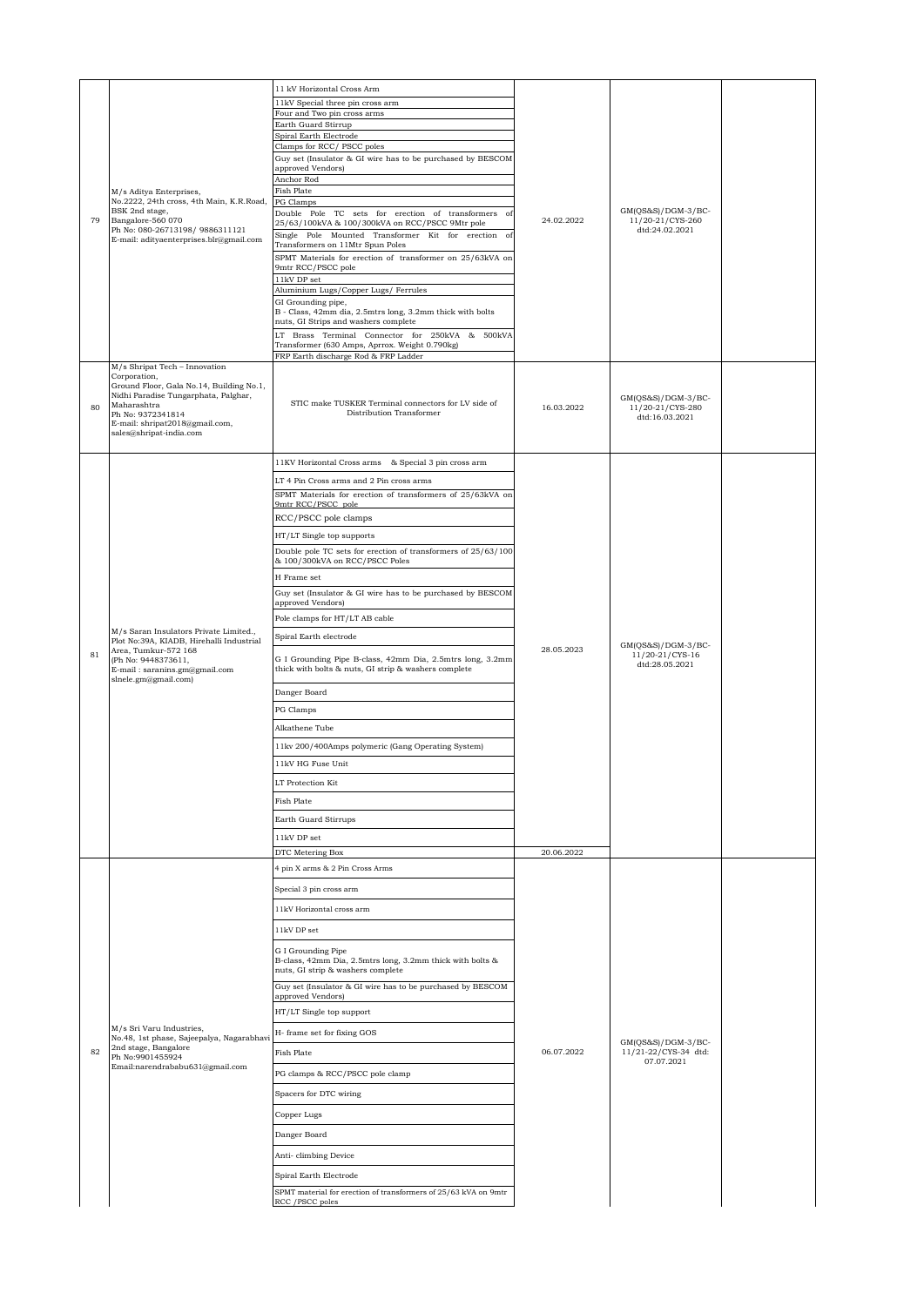| | | | | | |
|---|---|---|---|---|---|
| 79 | M/s Aditya Enterprises, No.2222, 24th cross, 4th Main, K.R.Road, BSK 2nd stage, Bangalore-560 070 Ph No: 080-26713198/ 9886311121 E-mail: adityaenterprises.blr@gmail.com | 11 kV Horizontal Cross Arm<br>11kV Special three pin cross arm<br>Four and Two pin cross arms<br>Earth Guard Stirrup<br>Spiral Earth Electrode<br>Clamps for RCC/ PSCC poles<br>Guy set (Insulator & GI wire has to be purchased by BESCOM approved Vendors)<br>Anchor Rod<br>Fish Plate<br>PG Clamps<br>Double Pole TC sets for erection of transformers of 25/63/100kVA & 100/300kVA on RCC/PSCC 9Mtr pole<br>Single Pole Mounted Transformer Kit for erection of Transformers on 11Mtr Spun Poles<br>SPMT Materials for erection of transformer on 25/63kVA on 9mtr RCC/PSCC pole<br>11kV DP set<br>Aluminium Lugs/Copper Lugs/ Ferrules<br>GI Grounding pipe, B - Class, 42mm dia, 2.5mtrs long, 3.2mm thick with bolts nuts, GI Strips and washers complete<br>LT Brass Terminal Connector for 250kVA & 500kVA Transformer (630 Amps, Aprrox. Weight 0.790kg)<br>FRP Earth discharge Rod & FRP Ladder | 24.02.2022 | GM(QS&S)/DGM-3/BC-11/20-21/CYS-260 dtd:24.02.2021 | |
| 80 | M/s Shripat Tech – Innovation Corporation, Ground Floor, Gala No.14, Building No.1, Nidhi Paradise Tungarphata, Palghar, Maharashtra Ph No: 9372341814 E-mail: shripat2018@gmail.com, sales@shripat-india.com | STIC make TUSKER Terminal connectors for LV side of Distribution Transformer | 16.03.2022 | GM(QS&S)/DGM-3/BC-11/20-21/CYS-280 dtd:16.03.2021 | |
| 81 | M/s Saran Insulators Private Limited., Plot No:39A, KIADB, Hirehalli Industrial Area, Tumkur-572 168 (Ph No: 9448373611, E-mail : saranins.gm@gmail.com slnele.gm@gmail.com) | 11KV Horizontal Cross arms & Special 3 pin cross arm<br>LT 4 Pin Cross arms and 2 Pin cross arms<br>SPMT Materials for erection of transformers of 25/63kVA on 9mtr RCC/PSCC pole<br>RCC/PSCC pole clamps<br>HT/LT Single top supports<br>Double pole TC sets for erection of transformers of 25/63/100 & 100/300kVA on RCC/PSCC Poles<br>H Frame set<br>Guy set (Insulator & GI wire has to be purchased by BESCOM approved Vendors)<br>Pole clamps for HT/LT AB cable<br>Spiral Earth electrode<br>G I Grounding Pipe B-class, 42mm Dia, 2.5mtrs long, 3.2mm thick with bolts & nuts, GI strip & washers complete<br>Danger Board<br>PG Clamps<br>Alkathene Tube<br>11kv 200/400Amps polymeric (Gang Operating System)<br>11kV HG Fuse Unit<br>LT Protection Kit<br>Fish Plate<br>Earth Guard Stirrups<br>11kV DP set | 28.05.2023 | GM(QS&S)/DGM-3/BC-11/20-21/CYS-16 dtd:28.05.2021 | |
| | | DTC Metering Box | 20.06.2022 | | |
| 82 | M/s Sri Varu Industries, No.48, 1st phase, Sajeepalya, Nagarabhavi 2nd stage, Bangalore Ph No:9901455924 Email:narendrababu631@gmail.com | 4 pin X arms & 2 Pin Cross Arms<br>Special 3 pin cross arm<br>11kV Horizontal cross arm<br>11kV DP set<br>G I Grounding Pipe B-class, 42mm Dia, 2.5mtrs long, 3.2mm thick with bolts & nuts, GI strip & washers complete<br>Guy set (Insulator & GI wire has to be purchased by BESCOM approved Vendors)<br>HT/LT Single top support<br>H- frame set for fixing GOS<br>Fish Plate<br>PG clamps & RCC/PSCC pole clamp<br>Spacers for DTC wiring<br>Copper Lugs<br>Danger Board<br>Anti- climbing Device<br>Spiral Earth Electrode<br>SPMT material for erection of transformers of 25/63 kVA on 9mtr RCC /PSCC poles | 06.07.2022 | GM(QS&S)/DGM-3/BC-11/21-22/CYS-34 dtd: 07.07.2021 | |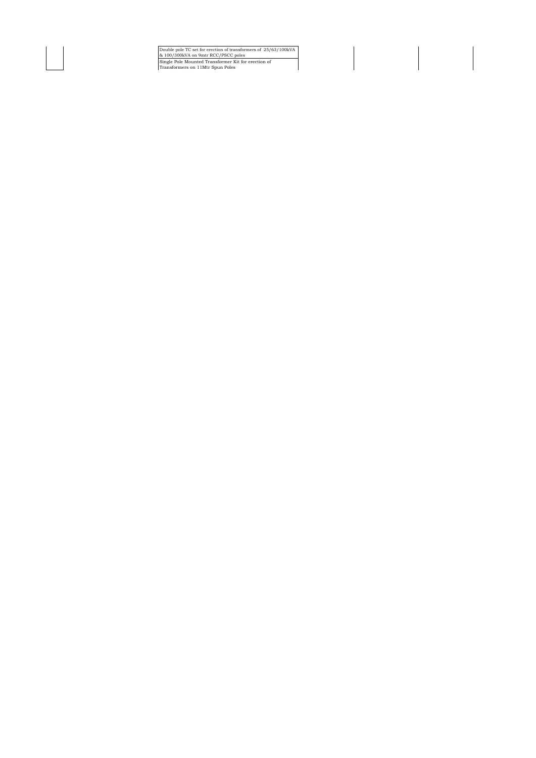|  | Double pole TC set for erection of transformers of 25/63/100kVA & 100/300kVA on 9mtr RCC/PSCC poles |  |  |  |
|---|---|---|---|---|
|  | Single Pole Mounted Transformer Kit for erection of Transformers on 11Mtr Spun Poles |  |  |  |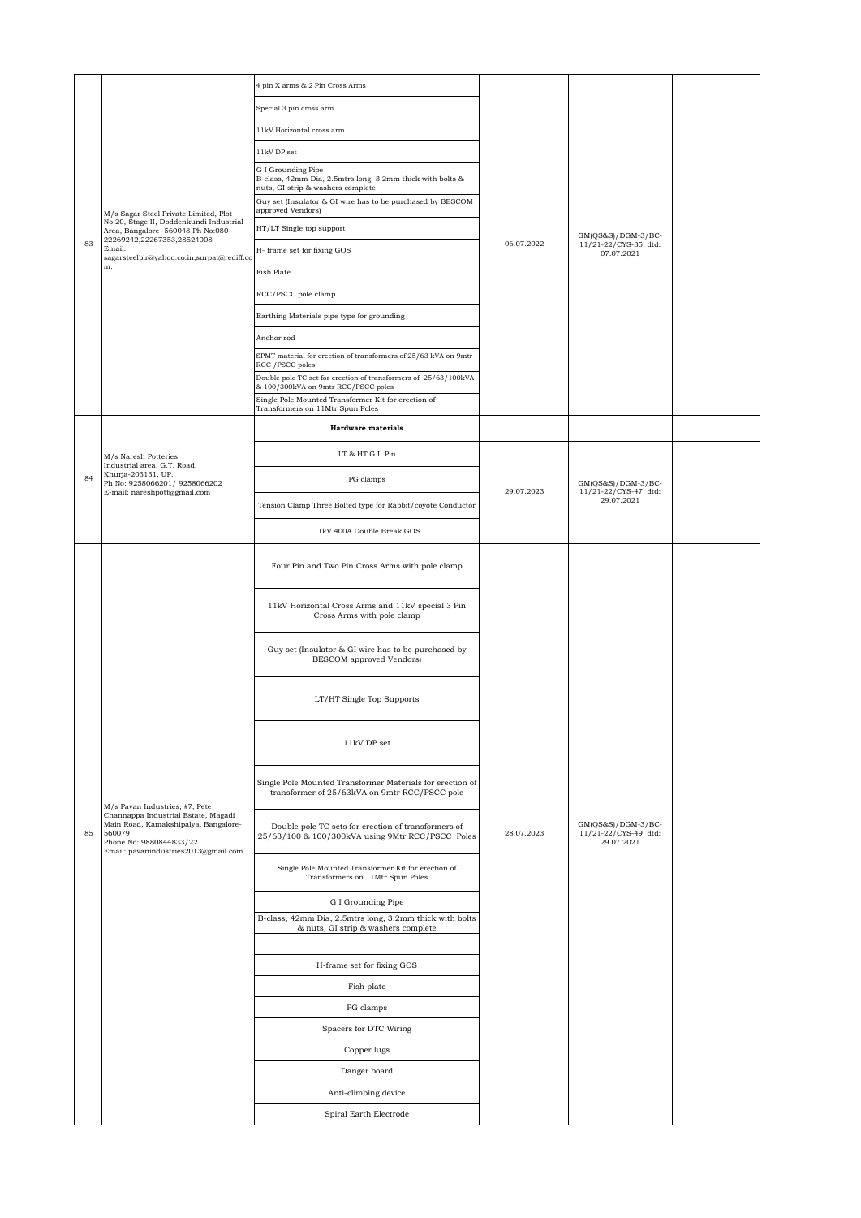| | | | | | |
|---|---|---|---|---|---|
| 83 | M/s Sagar Steel Private Limited, Plot No.20, Stage II, Doddenkundi Industrial Area, Bangalore -560048 Ph No:080-22269242,22267353,28524008 Email: sagarsteelblr@yahoo.co.in,surpat@rediff.com. | 4 pin X arms & 2 Pin Cross Arms | 06.07.2022 | GM(QS&S)/DGM-3/BC-11/21-22/CYS-35 dtd: 07.07.2021 | |
| | | Special 3 pin cross arm | | | |
| | | 11kV Horizontal cross arm | | | |
| | | 11kV DP set | | | |
| | | G I Grounding Pipe B-class, 42mm Dia, 2.5mtrs long, 3.2mm thick with bolts & nuts, GI strip & washers complete | | | |
| | | Guy set (Insulator & GI wire has to be purchased by BESCOM approved Vendors) | | | |
| | | HT/LT Single top support | | | |
| | | H- frame set for fixing GOS | | | |
| | | Fish Plate | | | |
| | | RCC/PSCC pole clamp | | | |
| | | Earthing Materials pipe type for grounding | | | |
| | | Anchor rod | | | |
| | | SPMT material for erection of transformers of 25/63 kVA on 9mtr RCC /PSCC poles | | | |
| | | Double pole TC set for erection of transformers of 25/63/100kVA & 100/300kVA on 9mtr RCC/PSCC poles | | | |
| | | Single Pole Mounted Transformer Kit for erection of Transformers on 11Mtr Spun Poles | | | |
| | | **Hardware materials** | | | |
| 84 | M/s Naresh Potteries, Industrial area, G.T. Road, Khurja-203131, UP. Ph No: 9258066201/ 9258066202 E-mail: nareshpott@gmail.com | LT & HT G.I. Pin | 29.07.2023 | GM(QS&S)/DGM-3/BC-11/21-22/CYS-47 dtd: 29.07.2021 | |
| | | PG clamps | | | |
| | | Tension Clamp Three Bolted type for Rabbit/coyote Conductor | | | |
| | | 11kV 400A Double Break GOS | | | |
| 85 | M/s Pavan Industries, #7, Pete Channappa Industrial Estate, Magadi Main Road, Kamakshipalya, Bangalore-560079 Phone No: 9880844833/22 Email: pavanindustries2013@gmail.com | Four Pin and Two Pin Cross Arms with pole clamp | 28.07.2023 | GM(QS&S)/DGM-3/BC-11/21-22/CYS-49 dtd: 29.07.2021 | |
| | | 11kV Horizontal Cross Arms and 11kV special 3 Pin Cross Arms with pole clamp | | | |
| | | Guy set (Insulator & GI wire has to be purchased by BESCOM approved Vendors) | | | |
| | | LT/HT Single Top Supports | | | |
| | | 11kV DP set | | | |
| | | Single Pole Mounted Transformer Materials for erection of transformer of 25/63kVA on 9mtr RCC/PSCC pole | | | |
| | | Double pole TC sets for erection of transformers of 25/63/100 & 100/300kVA using 9Mtr RCC/PSCC Poles | | | |
| | | Single Pole Mounted Transformer Kit for erection of Transformers on 11Mtr Spun Poles | | | |
| | | G I Grounding Pipe | | | |
| | | B-class, 42mm Dia, 2.5mtrs long, 3.2mm thick with bolts & nuts, GI strip & washers complete | | | |
| | | | | | |
| | | H-frame set for fixing GOS | | | |
| | | Fish plate | | | |
| | | PG clamps | | | |
| | | Spacers for DTC Wiring | | | |
| | | Copper lugs | | | |
| | | Danger board | | | |
| | | Anti-climbing device | | | |
| | | Spiral Earth Electrode | | | |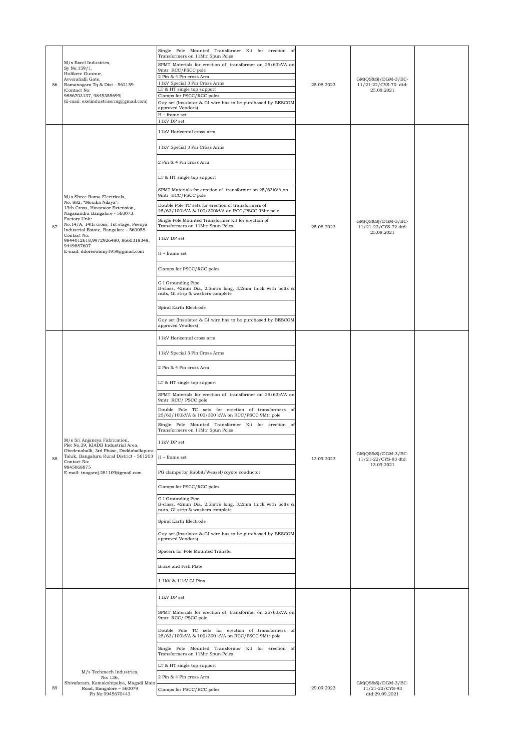| 86 | M/s Excel Industries,<br>Sy No:159/1,<br>Hulikere Gunnur,<br>Avverahalli Gate,<br>Ramanagara Tq & Dist - 562159<br>(Contact No:<br>9886703137, 9845355699)<br>(E-mail: exelindustriesrmg@gmail.com) | Single Pole Mounted Transformer Kit for erection of Transformers on 11Mtr Spun Poles<br>SPMT Materials for erection of transformer on 25/63kVA on 9mtr RCC/PSCC pole<br>2 Pin & 4 Pin cross Arm<br>11kV Special 3 Pin Cross Arms<br>LT & HT single top support<br>Clamps for PSCC/RCC poles<br>Guy set (Insulator & GI wire has to be purchased by BESCOM approved Vendors)<br>H – frame set<br>11kV DP set | 25.08.2023 | GM(QS&S)/DGM-3/BC-11/21-22/CYS-70 dtd: 25.08.2021 | |
|---|---|---|---|---|---|
| 87 | M/s Shree Rama Electricals,<br>No. 882, "Monika Nilaya",<br>13th Cross, Havanoor Extension,<br>Nagasandra Bangalore - 560073.<br>Factory Unit:<br>No.14/A, 14th cross, 1st stage, Peenya Industrial Estate, Bangalore - 560058<br>Contact No:<br>9844012618,9972926480, 8660318348, 9449887607<br>E-mail: ddoreswamy1959@gmail.com | 11kV Horizontal cross arm<br>11kV Special 3 Pin Cross Arms<br>2 Pin & 4 Pin cross Arm<br>LT & HT single top support<br>SPMT Materials for erection of transformer on 25/63kVA on 9mtr RCC/PSCC pole<br>Double Pole TC sets for erection of transformers of 25/63/100kVA & 100/300kVA on RCC/PSCC 9Mtr pole<br>Single Pole Mounted Transformer Kit for erection of Transformers on 11Mtr Spun Poles<br>11kV DP set<br>H – frame set<br>Clamps for PSCC/RCC poles<br>G I Grounding Pipe<br>B-class, 42mm Dia, 2.5mtrs long, 3.2mm thick with bolts & nuts, GI strip & washers complete<br>Spiral Earth Electrode<br>Guy set (Insulator & GI wire has to be purchased by BESCOM approved Vendors) | 25.08.2023 | GM(QS&S)/DGM-3/BC-11/21-22/CYS-72 dtd: 25.08.2021 | |
| 88 | M/s Sri Anjaneya Fabrication,<br>Plot No.29, KIADB Industrial Area,<br>Obedenahalli, 3rd Phase, Doddaballapura Taluk, Bangaluru Rural District - 561203<br>Contact No:<br>9845068875<br>E-mail: tnagaraj.281109@gmail.com | 11kV Horizontal cross arm<br>11kV Special 3 Pin Cross Arms<br>2 Pin & 4 Pin cross Arm<br>LT & HT single top support<br>SPMT Materials for erection of transformer on 25/63kVA on 9mtr RCC/ PSCC pole<br>Double Pole TC sets for erection of transformers of 25/63/100kVA & 100/300 kVA on RCC/PSCC 9Mtr pole<br>Single Pole Mounted Transformer Kit for erection of Transformers on 11Mtr Spun Poles<br>11kV DP set<br>H – frame set<br>PG clamps for Rabbit/Weasel/coyote conductor<br>Clamps for PSCC/RCC poles<br>G I Grounding Pipe<br>B-class, 42mm Dia, 2.5mtrs long, 3.2mm thick with bolts & nuts, GI strip & washers complete<br>Spiral Earth Electrode<br>Guy set (Insulator & GI wire has to be purchased by BESCOM approved Vendors)<br>Spacers for Pole Mounted Transfer<br>Brace and Fish Plate<br>1.1kV & 11kV GI Pins | 13.09.2023 | GM(QS&S)/DGM-3/BC-11/21-22/CYS-83 dtd: 13.09.2021 | |
| 89 | M/s Techmech Industries,<br>No: 136,<br>Shivafaram, Kamakshipalya, Magadi Main Road, Bangalore – 560079<br>Ph No:9945670443 | 11kV DP set<br>SPMT Materials for erection of transformer on 25/63kVA on 9mtr RCC/ PSCC pole<br>Double Pole TC sets for erection of transformers of 25/63/100kVA & 100/300 kVA on RCC/PSCC 9Mtr pole<br>Single Pole Mounted Transformer Kit for erection of Transformers on 11Mtr Spun Poles<br>LT & HT single top support<br>2 Pin & 4 Pin cross Arm<br>Clamps for PSCC/RCC poles | 29.09.2023 | GM(QS&S)/DGM-3/BC-11/21-22/CYS-93 dtd:29.09.2021 | |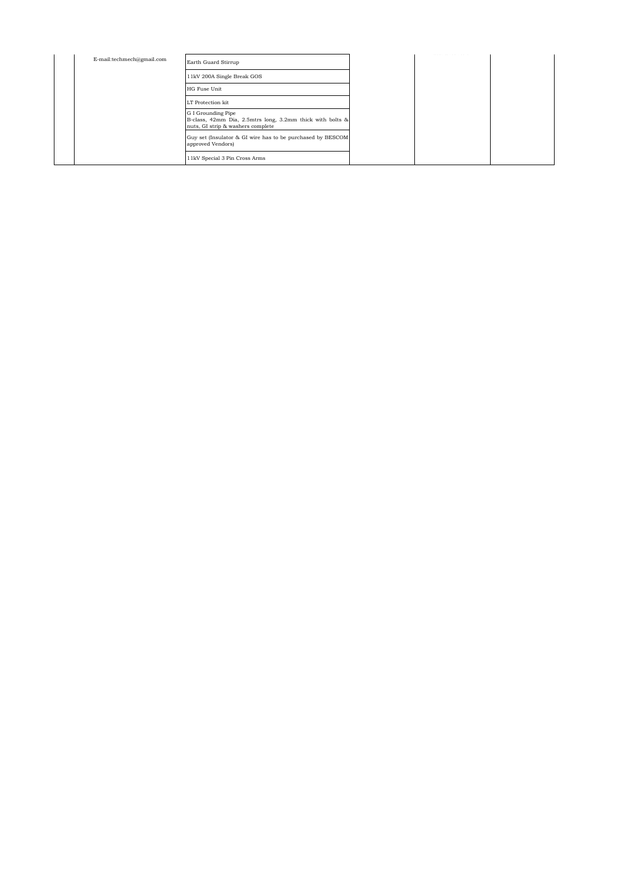| | | | | | |
|---|---|---|---|---|---|
| | E-mail:techmech@gmail.com | Earth Guard Stirrup | | | |
| | | 11kV 200A Single Break GOS | | | |
| | | HG Fuse Unit | | | |
| | | LT Protection kit | | | |
| | | G I Grounding Pipe<br>B-class, 42mm Dia, 2.5mtrs long, 3.2mm thick with bolts & nuts, GI strip & washers complete | | | |
| | | Guy set (Insulator & GI wire has to be purchased by BESCOM approved Vendors) | | | |
| | | 11kV Special 3 Pin Cross Arms | | | |